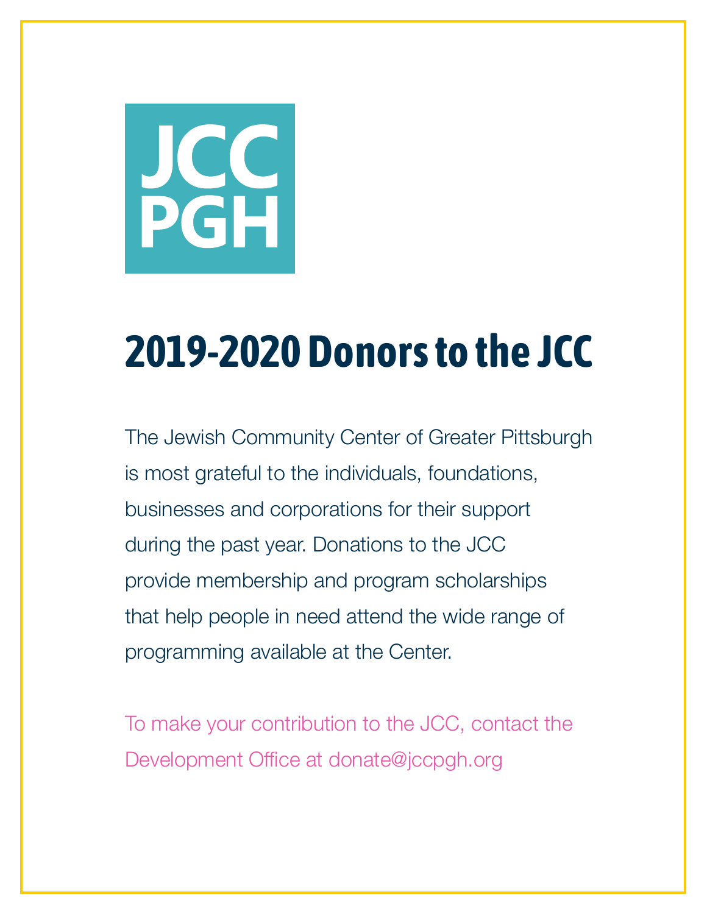JCC
PGH

# 2019-2020 Donors to the JCC

The Jewish Community Center of Greater Pittsburgh is most grateful to the individuals, foundations, businesses and corporations for their support during the past year. Donations to the JCC provide membership and program scholarships that help people in need attend the wide range of programming available at the Center.

To make your contribution to the JCC, contact the Development Office at donate@jccpgh.org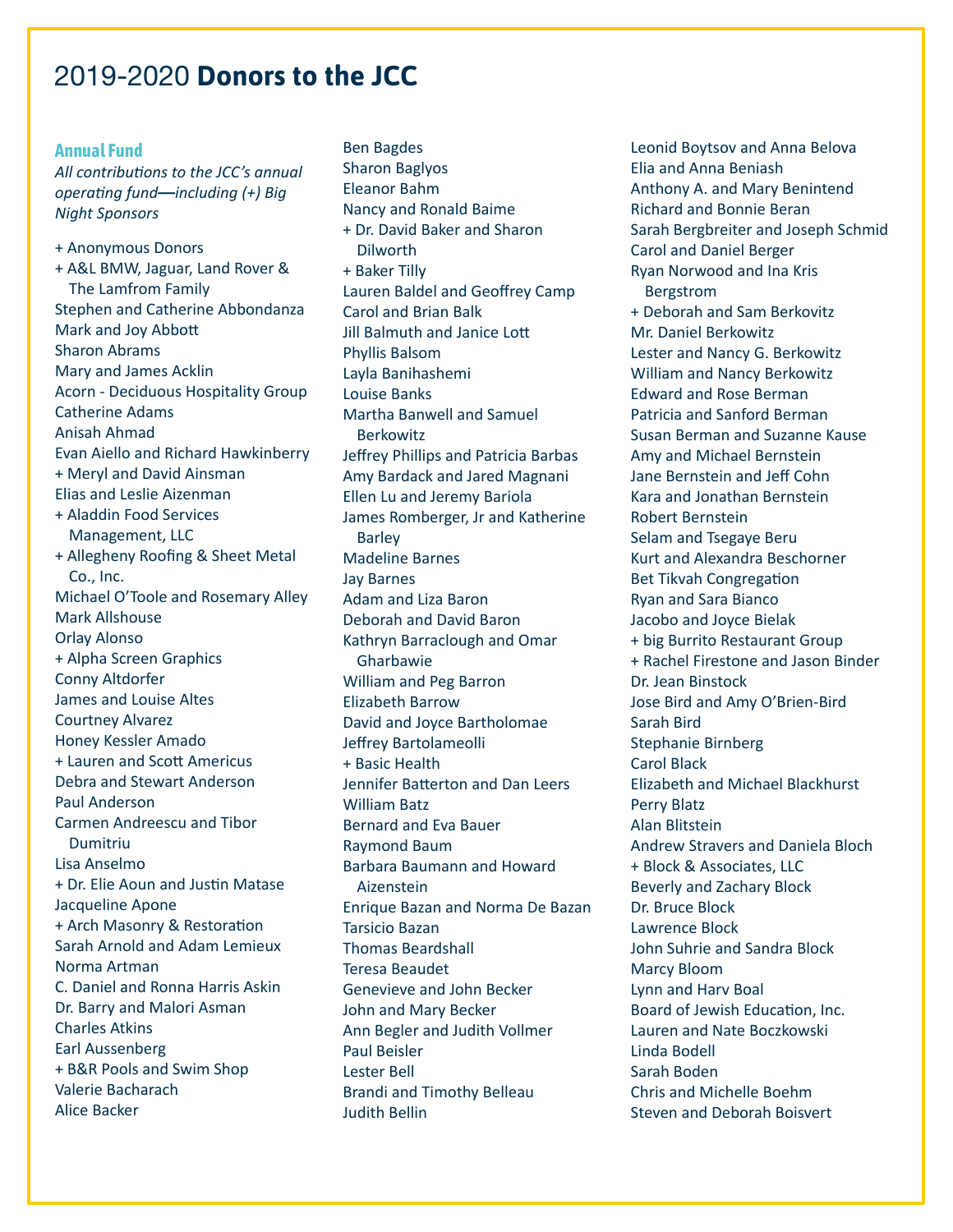# 2019-2020 **Donors to the JCC**

### Annual Fund

*All contributions to the JCC's annual operating fund—including (+) Big Night Sponsors*

+ Anonymous Donors
+ A&L BMW, Jaguar, Land Rover & The Lamfrom Family
Stephen and Catherine Abbondanza
Mark and Joy Abbott
Sharon Abrams
Mary and James Acklin
Acorn - Deciduous Hospitality Group
Catherine Adams
Anisah Ahmad
Evan Aiello and Richard Hawkinberry
+ Meryl and David Ainsman
Elias and Leslie Aizenman
+ Aladdin Food Services Management, LLC
+ Allegheny Roofing & Sheet Metal Co., Inc.
Michael O'Toole and Rosemary Alley
Mark Allshouse
Orlay Alonso
+ Alpha Screen Graphics
Conny Altdorfer
James and Louise Altes
Courtney Alvarez
Honey Kessler Amado
+ Lauren and Scott Americus
Debra and Stewart Anderson
Paul Anderson
Carmen Andreescu and Tibor Dumitriu
Lisa Anselmo
+ Dr. Elie Aoun and Justin Matase
Jacqueline Apone
+ Arch Masonry & Restoration
Sarah Arnold and Adam Lemieux
Norma Artman
C. Daniel and Ronna Harris Askin
Dr. Barry and Malori Asman
Charles Atkins
Earl Aussenberg
+ B&R Pools and Swim Shop
Valerie Bacharach
Alice Backer
Ben Bagdes
Sharon Baglyos
Eleanor Bahm
Nancy and Ronald Baime
+ Dr. David Baker and Sharon Dilworth
+ Baker Tilly
Lauren Baldel and Geoffrey Camp
Carol and Brian Balk
Jill Balmuth and Janice Lott
Phyllis Balsom
Layla Banihashemi
Louise Banks
Martha Banwell and Samuel Berkowitz
Jeffrey Phillips and Patricia Barbas
Amy Bardack and Jared Magnani
Ellen Lu and Jeremy Bariola
James Romberger, Jr and Katherine Barley
Madeline Barnes
Jay Barnes
Adam and Liza Baron
Deborah and David Baron
Kathryn Barraclough and Omar Gharbawie
William and Peg Barron
Elizabeth Barrow
David and Joyce Bartholomae
Jeffrey Bartolameolli
+ Basic Health
Jennifer Batterton and Dan Leers
William Batz
Bernard and Eva Bauer
Raymond Baum
Barbara Baumann and Howard Aizenstein
Enrique Bazan and Norma De Bazan
Tarsicio Bazan
Thomas Beardshall
Teresa Beaudet
Genevieve and John Becker
John and Mary Becker
Ann Begler and Judith Vollmer
Paul Beisler
Lester Bell
Brandi and Timothy Belleau
Judith Bellin
Leonid Boytsov and Anna Belova
Elia and Anna Beniash
Anthony A. and Mary Benintend
Richard and Bonnie Beran
Sarah Bergbreiter and Joseph Schmid
Carol and Daniel Berger
Ryan Norwood and Ina Kris Bergstrom
+ Deborah and Sam Berkovitz
Mr. Daniel Berkowitz
Lester and Nancy G. Berkowitz
William and Nancy Berkowitz
Edward and Rose Berman
Patricia and Sanford Berman
Susan Berman and Suzanne Kause
Amy and Michael Bernstein
Jane Bernstein and Jeff Cohn
Kara and Jonathan Bernstein
Robert Bernstein
Selam and Tsegaye Beru
Kurt and Alexandra Beschorner
Bet Tikvah Congregation
Ryan and Sara Bianco
Jacobo and Joyce Bielak
+ big Burrito Restaurant Group
+ Rachel Firestone and Jason Binder
Dr. Jean Binstock
Jose Bird and Amy O'Brien-Bird
Sarah Bird
Stephanie Birnberg
Carol Black
Elizabeth and Michael Blackhurst
Perry Blatz
Alan Blitstein
Andrew Stravers and Daniela Bloch
+ Block & Associates, LLC
Beverly and Zachary Block
Dr. Bruce Block
Lawrence Block
John Suhrie and Sandra Block
Marcy Bloom
Lynn and Harv Boal
Board of Jewish Education, Inc.
Lauren and Nate Boczkowski
Linda Bodell
Sarah Boden
Chris and Michelle Boehm
Steven and Deborah Boisvert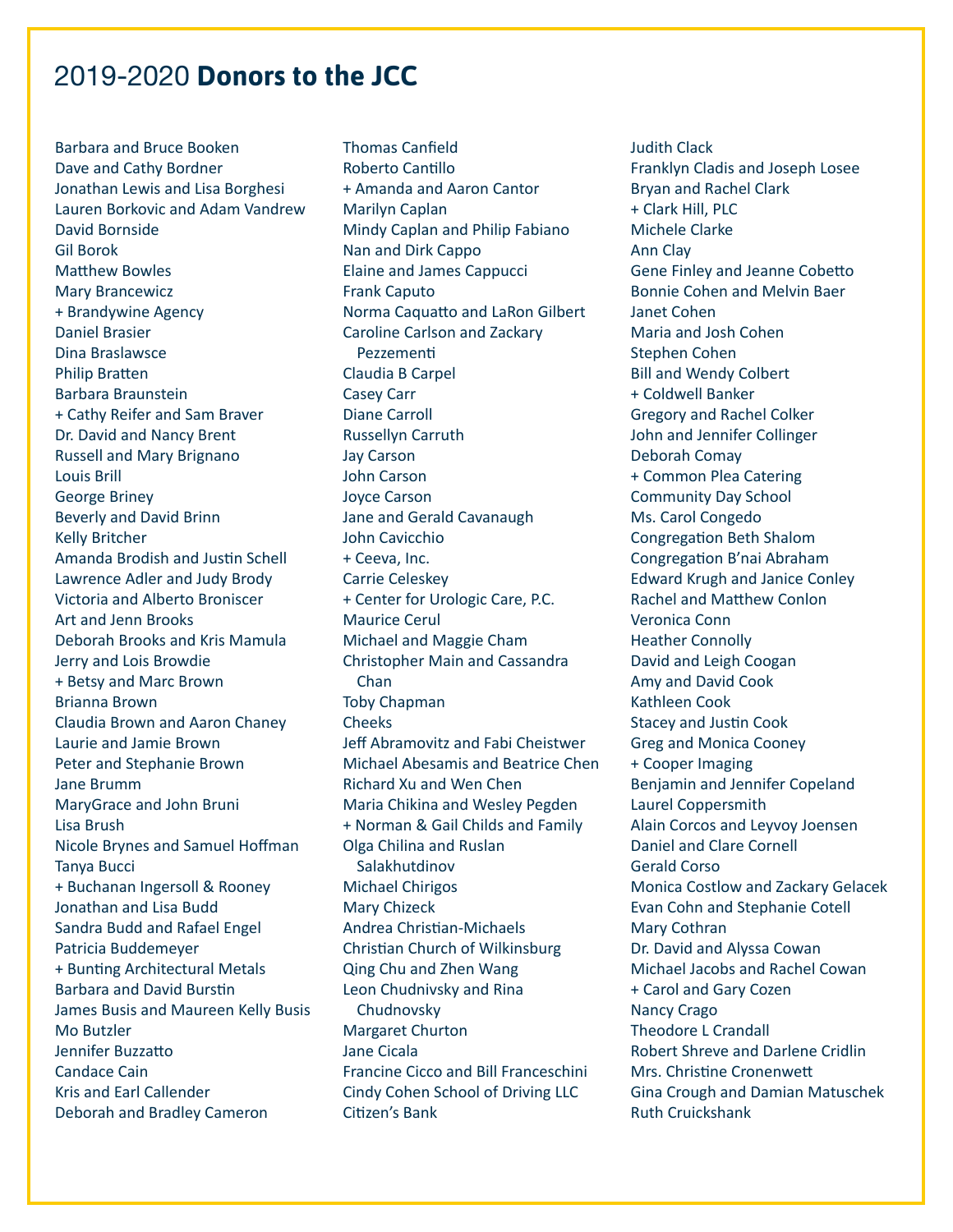# 2019-2020 **Donors to the JCC**

Barbara and Bruce Booken
Dave and Cathy Bordner
Jonathan Lewis and Lisa Borghesi
Lauren Borkovic and Adam Vandrew
David Bornside
Gil Borok
Matthew Bowles
Mary Brancewicz
+ Brandywine Agency
Daniel Brasier
Dina Braslawsce
Philip Bratten
Barbara Braunstein
+ Cathy Reifer and Sam Braver
Dr. David and Nancy Brent
Russell and Mary Brignano
Louis Brill
George Briney
Beverly and David Brinn
Kelly Britcher
Amanda Brodish and Justin Schell
Lawrence Adler and Judy Brody
Victoria and Alberto Broniscer
Art and Jenn Brooks
Deborah Brooks and Kris Mamula
Jerry and Lois Browdie
+ Betsy and Marc Brown
Brianna Brown
Claudia Brown and Aaron Chaney
Laurie and Jamie Brown
Peter and Stephanie Brown
Jane Brumm
MaryGrace and John Bruni
Lisa Brush
Nicole Brynes and Samuel Hoffman
Tanya Bucci
+ Buchanan Ingersoll & Rooney
Jonathan and Lisa Budd
Sandra Budd and Rafael Engel
Patricia Buddemeyer
+ Bunting Architectural Metals
Barbara and David Burstin
James Busis and Maureen Kelly Busis
Mo Butzler
Jennifer Buzzatto
Candace Cain
Kris and Earl Callender
Deborah and Bradley Cameron
Thomas Canfield
Roberto Cantillo
+ Amanda and Aaron Cantor
Marilyn Caplan
Mindy Caplan and Philip Fabiano
Nan and Dirk Cappo
Elaine and James Cappucci
Frank Caputo
Norma Caquatto and LaRon Gilbert
Caroline Carlson and Zackary Pezzementi
Claudia B Carpel
Casey Carr
Diane Carroll
Russellyn Carruth
Jay Carson
John Carson
Joyce Carson
Jane and Gerald Cavanaugh
John Cavicchio
+ Ceeva, Inc.
Carrie Celeskey
+ Center for Urologic Care, P.C.
Maurice Cerul
Michael and Maggie Cham
Christopher Main and Cassandra Chan
Toby Chapman
Cheeks
Jeff Abramovitz and Fabi Cheistwer
Michael Abesamis and Beatrice Chen
Richard Xu and Wen Chen
Maria Chikina and Wesley Pegden
+ Norman & Gail Childs and Family
Olga Chilina and Ruslan Salakhutdinov
Michael Chirigos
Mary Chizeck
Andrea Christian-Michaels
Christian Church of Wilkinsburg
Qing Chu and Zhen Wang
Leon Chudnivsky and Rina Chudnovsky
Margaret Churton
Jane Cicala
Francine Cicco and Bill Franceschini
Cindy Cohen School of Driving LLC
Citizen's Bank
Judith Clack
Franklyn Cladis and Joseph Losee
Bryan and Rachel Clark
+ Clark Hill, PLC
Michele Clarke
Ann Clay
Gene Finley and Jeanne Cobetto
Bonnie Cohen and Melvin Baer
Janet Cohen
Maria and Josh Cohen
Stephen Cohen
Bill and Wendy Colbert
+ Coldwell Banker
Gregory and Rachel Colker
John and Jennifer Collinger
Deborah Comay
+ Common Plea Catering
Community Day School
Ms. Carol Congedo
Congregation Beth Shalom
Congregation B'nai Abraham
Edward Krugh and Janice Conley
Rachel and Matthew Conlon
Veronica Conn
Heather Connolly
David and Leigh Coogan
Amy and David Cook
Kathleen Cook
Stacey and Justin Cook
Greg and Monica Cooney
+ Cooper Imaging
Benjamin and Jennifer Copeland
Laurel Coppersmith
Alain Corcos and Leyvoy Joensen
Daniel and Clare Cornell
Gerald Corso
Monica Costlow and Zackary Gelacek
Evan Cohn and Stephanie Cotell
Mary Cothran
Dr. David and Alyssa Cowan
Michael Jacobs and Rachel Cowan
+ Carol and Gary Cozen
Nancy Crago
Theodore L Crandall
Robert Shreve and Darlene Cridlin
Mrs. Christine Cronenwett
Gina Crough and Damian Matuschek
Ruth Cruickshank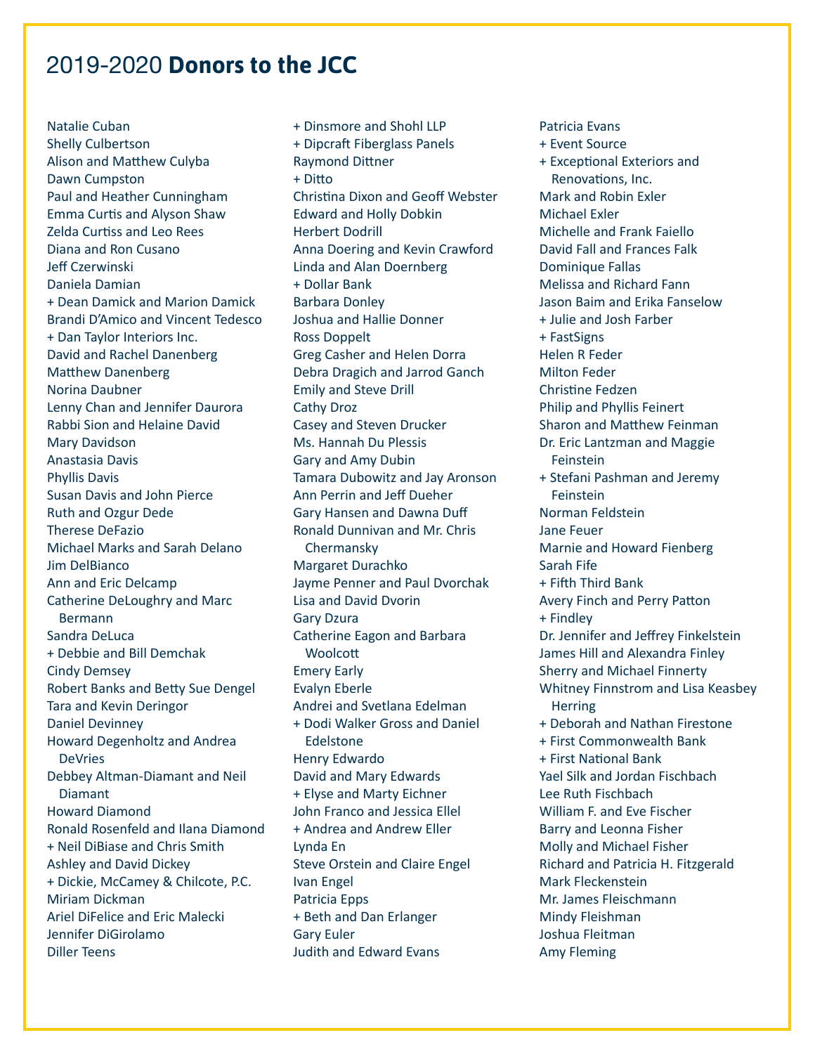# 2019-2020 **Donors to the JCC**

Natalie Cuban
Shelly Culbertson
Alison and Matthew Culyba
Dawn Cumpston
Paul and Heather Cunningham
Emma Curtis and Alyson Shaw
Zelda Curtiss and Leo Rees
Diana and Ron Cusano
Jeff Czerwinski
Daniela Damian
+ Dean Damick and Marion Damick
Brandi D'Amico and Vincent Tedesco
+ Dan Taylor Interiors Inc.
David and Rachel Danenberg
Matthew Danenberg
Norina Daubner
Lenny Chan and Jennifer Daurora
Rabbi Sion and Helaine David
Mary Davidson
Anastasia Davis
Phyllis Davis
Susan Davis and John Pierce
Ruth and Ozgur Dede
Therese DeFazio
Michael Marks and Sarah Delano
Jim DelBianco
Ann and Eric Delcamp
Catherine DeLoughry and Marc Bermann
Sandra DeLuca
+ Debbie and Bill Demchak
Cindy Demsey
Robert Banks and Betty Sue Dengel
Tara and Kevin Deringor
Daniel Devinney
Howard Degenholtz and Andrea DeVries
Debbey Altman-Diamant and Neil Diamant
Howard Diamond
Ronald Rosenfeld and Ilana Diamond
+ Neil DiBiase and Chris Smith
Ashley and David Dickey
+ Dickie, McCamey & Chilcote, P.C.
Miriam Dickman
Ariel DiFelice and Eric Malecki
Jennifer DiGirolamo
Diller Teens
+ Dinsmore and Shohl LLP
+ Dipcraft Fiberglass Panels
Raymond Dittner
+ Ditto
Christina Dixon and Geoff Webster
Edward and Holly Dobkin
Herbert Dodrill
Anna Doering and Kevin Crawford
Linda and Alan Doernberg
+ Dollar Bank
Barbara Donley
Joshua and Hallie Donner
Ross Doppelt
Greg Casher and Helen Dorra
Debra Dragich and Jarrod Ganch
Emily and Steve Drill
Cathy Droz
Casey and Steven Drucker
Ms. Hannah Du Plessis
Gary and Amy Dubin
Tamara Dubowitz and Jay Aronson
Ann Perrin and Jeff Dueher
Gary Hansen and Dawna Duff
Ronald Dunnivan and Mr. Chris Chermansky
Margaret Durachko
Jayme Penner and Paul Dvorchak
Lisa and David Dvorin
Gary Dzura
Catherine Eagon and Barbara Woolcott
Emery Early
Evalyn Eberle
Andrei and Svetlana Edelman
+ Dodi Walker Gross and Daniel Edelstone
Henry Edwardo
David and Mary Edwards
+ Elyse and Marty Eichner
John Franco and Jessica Ellel
+ Andrea and Andrew Eller
Lynda En
Steve Orstein and Claire Engel
Ivan Engel
Patricia Epps
+ Beth and Dan Erlanger
Gary Euler
Judith and Edward Evans
Patricia Evans
+ Event Source
+ Exceptional Exteriors and Renovations, Inc.
Mark and Robin Exler
Michael Exler
Michelle and Frank Faiello
David Fall and Frances Falk
Dominique Fallas
Melissa and Richard Fann
Jason Baim and Erika Fanselow
+ Julie and Josh Farber
+ FastSigns
Helen R Feder
Milton Feder
Christine Fedzen
Philip and Phyllis Feinert
Sharon and Matthew Feinman
Dr. Eric Lantzman and Maggie Feinstein
+ Stefani Pashman and Jeremy Feinstein
Norman Feldstein
Jane Feuer
Marnie and Howard Fienberg
Sarah Fife
+ Fifth Third Bank
Avery Finch and Perry Patton
+ Findley
Dr. Jennifer and Jeffrey Finkelstein
James Hill and Alexandra Finley
Sherry and Michael Finnerty
Whitney Finnstrom and Lisa Keasbey Herring
+ Deborah and Nathan Firestone
+ First Commonwealth Bank
+ First National Bank
Yael Silk and Jordan Fischbach
Lee Ruth Fischbach
William F. and Eve Fischer
Barry and Leonna Fisher
Molly and Michael Fisher
Richard and Patricia H. Fitzgerald
Mark Fleckenstein
Mr. James Fleischmann
Mindy Fleishman
Joshua Fleitman
Amy Fleming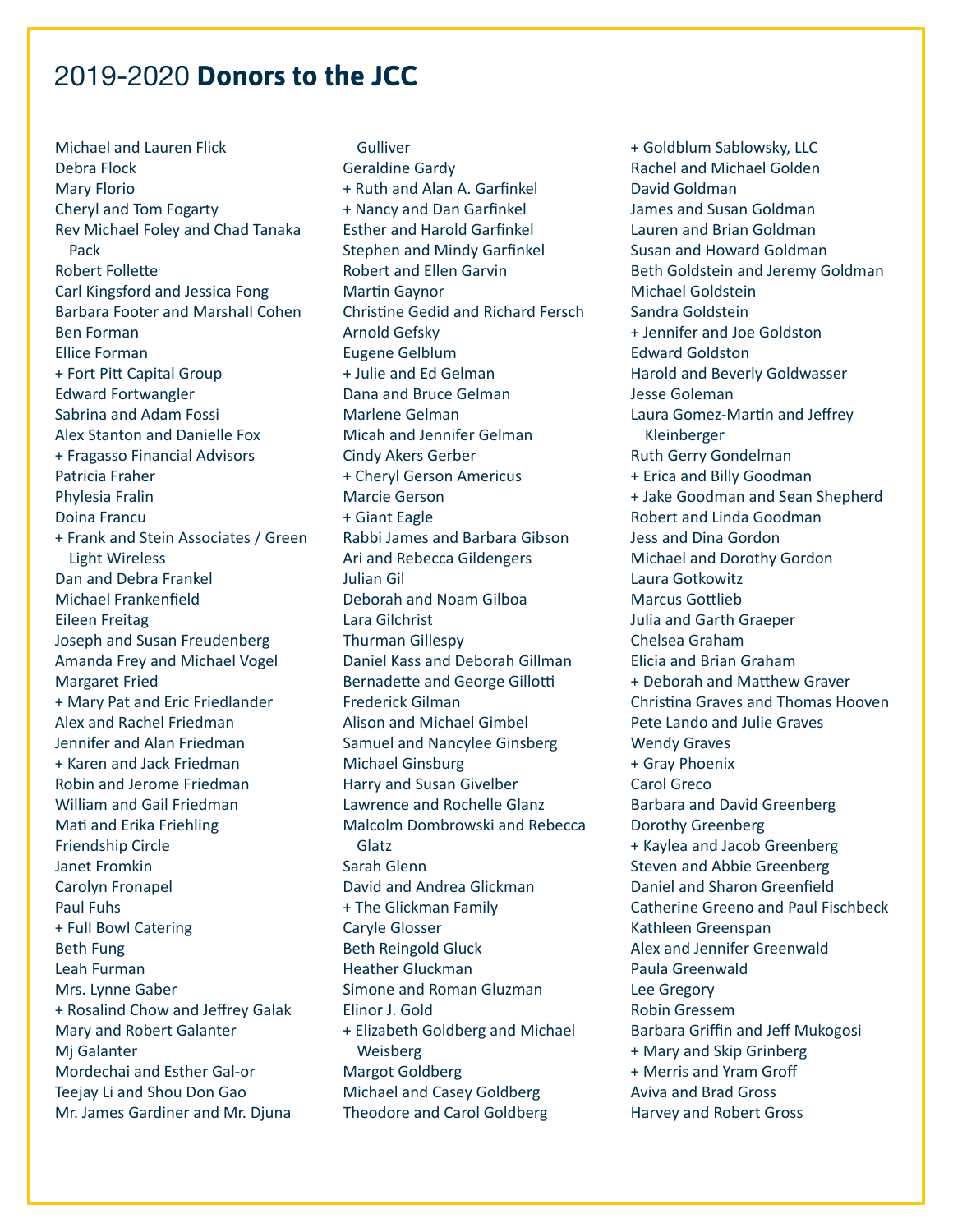# 2019-2020 **Donors to the JCC**

Michael and Lauren Flick
Debra Flock
Mary Florio
Cheryl and Tom Fogarty
Rev Michael Foley and Chad Tanaka Pack
Robert Follette
Carl Kingsford and Jessica Fong
Barbara Footer and Marshall Cohen
Ben Forman
Ellice Forman
+ Fort Pitt Capital Group
Edward Fortwangler
Sabrina and Adam Fossi
Alex Stanton and Danielle Fox
+ Fragasso Financial Advisors
Patricia Fraher
Phylesia Fralin
Doina Francu
+ Frank and Stein Associates / Green Light Wireless
Dan and Debra Frankel
Michael Frankenfield
Eileen Freitag
Joseph and Susan Freudenberg
Amanda Frey and Michael Vogel
Margaret Fried
+ Mary Pat and Eric Friedlander
Alex and Rachel Friedman
Jennifer and Alan Friedman
+ Karen and Jack Friedman
Robin and Jerome Friedman
William and Gail Friedman
Mati and Erika Friehling
Friendship Circle
Janet Fromkin
Carolyn Fronapel
Paul Fuhs
+ Full Bowl Catering
Beth Fung
Leah Furman
Mrs. Lynne Gaber
+ Rosalind Chow and Jeffrey Galak
Mary and Robert Galanter
Mj Galanter
Mordechai and Esther Gal-or
Teejay Li and Shou Don Gao
Mr. James Gardiner and Mr. Djuna Gulliver
Geraldine Gardy
+ Ruth and Alan A. Garfinkel
+ Nancy and Dan Garfinkel
Esther and Harold Garfinkel
Stephen and Mindy Garfinkel
Robert and Ellen Garvin
Martin Gaynor
Christine Gedid and Richard Fersch
Arnold Gefsky
Eugene Gelblum
+ Julie and Ed Gelman
Dana and Bruce Gelman
Marlene Gelman
Micah and Jennifer Gelman
Cindy Akers Gerber
+ Cheryl Gerson Americus
Marcie Gerson
+ Giant Eagle
Rabbi James and Barbara Gibson
Ari and Rebecca Gildengers
Julian Gil
Deborah and Noam Gilboa
Lara Gilchrist
Thurman Gillespy
Daniel Kass and Deborah Gillman
Bernadette and George Gillotti
Frederick Gilman
Alison and Michael Gimbel
Samuel and Nancylee Ginsberg
Michael Ginsburg
Harry and Susan Givelber
Lawrence and Rochelle Glanz
Malcolm Dombrowski and Rebecca Glatz
Sarah Glenn
David and Andrea Glickman
+ The Glickman Family
Caryle Glosser
Beth Reingold Gluck
Heather Gluckman
Simone and Roman Gluzman
Elinor J. Gold
+ Elizabeth Goldberg and Michael Weisberg
Margot Goldberg
Michael and Casey Goldberg
Theodore and Carol Goldberg
+ Goldblum Sablowsky, LLC
Rachel and Michael Golden
David Goldman
James and Susan Goldman
Lauren and Brian Goldman
Susan and Howard Goldman
Beth Goldstein and Jeremy Goldman
Michael Goldstein
Sandra Goldstein
+ Jennifer and Joe Goldston
Edward Goldston
Harold and Beverly Goldwasser
Jesse Goleman
Laura Gomez-Martin and Jeffrey Kleinberger
Ruth Gerry Gondelman
+ Erica and Billy Goodman
+ Jake Goodman and Sean Shepherd
Robert and Linda Goodman
Jess and Dina Gordon
Michael and Dorothy Gordon
Laura Gotkowitz
Marcus Gottlieb
Julia and Garth Graeper
Chelsea Graham
Elicia and Brian Graham
+ Deborah and Matthew Graver
Christina Graves and Thomas Hooven
Pete Lando and Julie Graves
Wendy Graves
+ Gray Phoenix
Carol Greco
Barbara and David Greenberg
Dorothy Greenberg
+ Kaylea and Jacob Greenberg
Steven and Abbie Greenberg
Daniel and Sharon Greenfield
Catherine Greeno and Paul Fischbeck
Kathleen Greenspan
Alex and Jennifer Greenwald
Paula Greenwald
Lee Gregory
Robin Gressem
Barbara Griffin and Jeff Mukogosi
+ Mary and Skip Grinberg
+ Merris and Yram Groff
Aviva and Brad Gross
Harvey and Robert Gross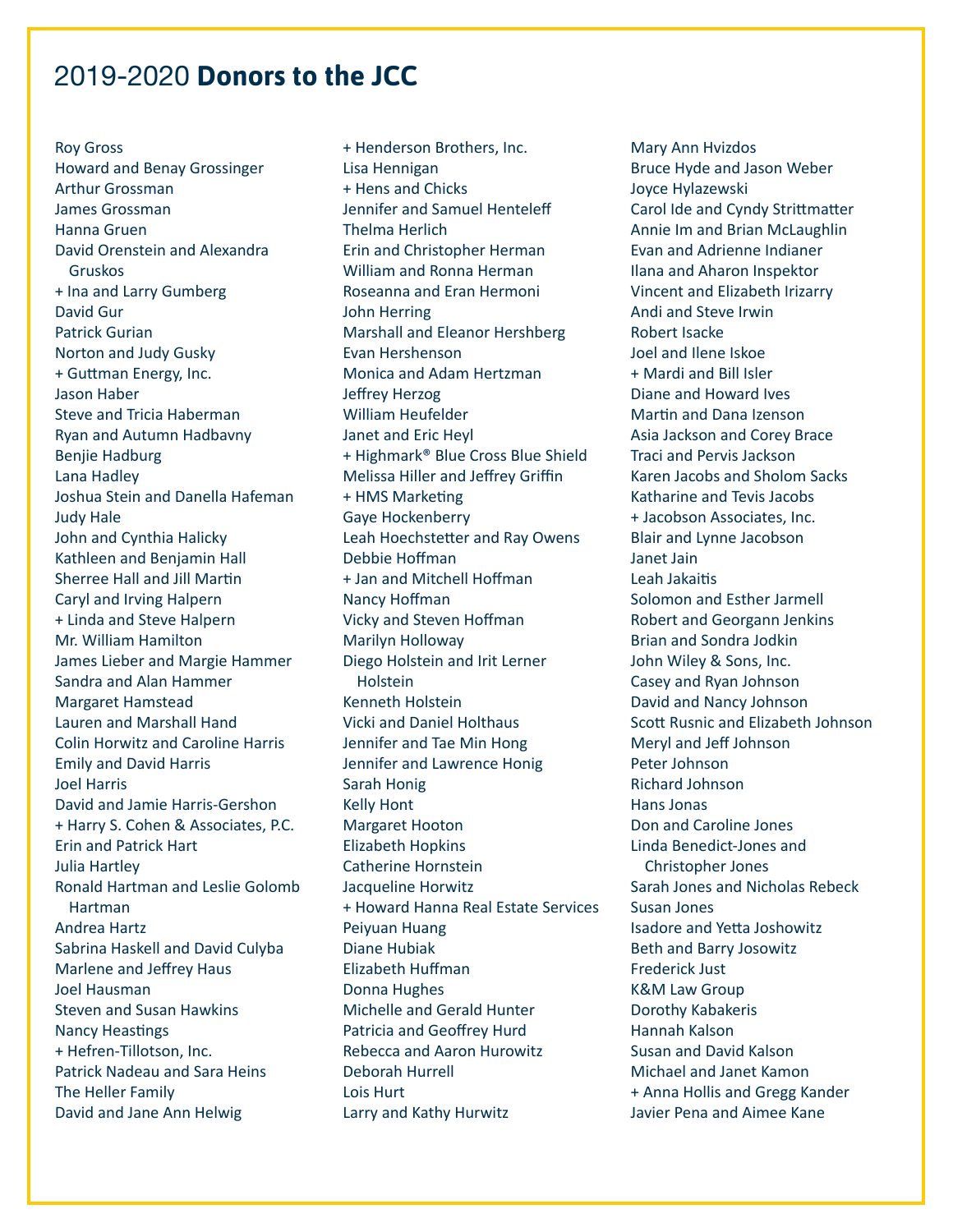# 2019-2020 **Donors to the JCC**

Roy Gross
Howard and Benay Grossinger
Arthur Grossman
James Grossman
Hanna Gruen
David Orenstein and Alexandra Gruskos
+ Ina and Larry Gumberg
David Gur
Patrick Gurian
Norton and Judy Gusky
+ Guttman Energy, Inc.
Jason Haber
Steve and Tricia Haberman
Ryan and Autumn Hadbavny
Benjie Hadburg
Lana Hadley
Joshua Stein and Danella Hafeman
Judy Hale
John and Cynthia Halicky
Kathleen and Benjamin Hall
Sherree Hall and Jill Martin
Caryl and Irving Halpern
+ Linda and Steve Halpern
Mr. William Hamilton
James Lieber and Margie Hammer
Sandra and Alan Hammer
Margaret Hamstead
Lauren and Marshall Hand
Colin Horwitz and Caroline Harris
Emily and David Harris
Joel Harris
David and Jamie Harris-Gershon
+ Harry S. Cohen & Associates, P.C.
Erin and Patrick Hart
Julia Hartley
Ronald Hartman and Leslie Golomb Hartman
Andrea Hartz
Sabrina Haskell and David Culyba
Marlene and Jeffrey Haus
Joel Hausman
Steven and Susan Hawkins
Nancy Heastings
+ Hefren-Tillotson, Inc.
Patrick Nadeau and Sara Heins
The Heller Family
David and Jane Ann Helwig
+ Henderson Brothers, Inc.
Lisa Hennigan
+ Hens and Chicks
Jennifer and Samuel Henteleff
Thelma Herlich
Erin and Christopher Herman
William and Ronna Herman
Roseanna and Eran Hermoni
John Herring
Marshall and Eleanor Hershberg
Evan Hershenson
Monica and Adam Hertzman
Jeffrey Herzog
William Heufelder
Janet and Eric Heyl
+ Highmark® Blue Cross Blue Shield
Melissa Hiller and Jeffrey Griffin
+ HMS Marketing
Gaye Hockenberry
Leah Hoechstetter and Ray Owens
Debbie Hoffman
+ Jan and Mitchell Hoffman
Nancy Hoffman
Vicky and Steven Hoffman
Marilyn Holloway
Diego Holstein and Irit Lerner Holstein
Kenneth Holstein
Vicki and Daniel Holthaus
Jennifer and Tae Min Hong
Jennifer and Lawrence Honig
Sarah Honig
Kelly Hont
Margaret Hooton
Elizabeth Hopkins
Catherine Hornstein
Jacqueline Horwitz
+ Howard Hanna Real Estate Services
Peiyuan Huang
Diane Hubiak
Elizabeth Huffman
Donna Hughes
Michelle and Gerald Hunter
Patricia and Geoffrey Hurd
Rebecca and Aaron Hurowitz
Deborah Hurrell
Lois Hurt
Larry and Kathy Hurwitz
Mary Ann Hvizdos
Bruce Hyde and Jason Weber
Joyce Hylazewski
Carol Ide and Cyndy Strittmatter
Annie Im and Brian McLaughlin
Evan and Adrienne Indianer
Ilana and Aharon Inspektor
Vincent and Elizabeth Irizarry
Andi and Steve Irwin
Robert Isacke
Joel and Ilene Iskoe
+ Mardi and Bill Isler
Diane and Howard Ives
Martin and Dana Izenson
Asia Jackson and Corey Brace
Traci and Pervis Jackson
Karen Jacobs and Sholom Sacks
Katharine and Tevis Jacobs
+ Jacobson Associates, Inc.
Blair and Lynne Jacobson
Janet Jain
Leah Jakaitis
Solomon and Esther Jarmell
Robert and Georgann Jenkins
Brian and Sondra Jodkin
John Wiley & Sons, Inc.
Casey and Ryan Johnson
David and Nancy Johnson
Scott Rusnic and Elizabeth Johnson
Meryl and Jeff Johnson
Peter Johnson
Richard Johnson
Hans Jonas
Don and Caroline Jones
Linda Benedict-Jones and Christopher Jones
Sarah Jones and Nicholas Rebeck
Susan Jones
Isadore and Yetta Joshowitz
Beth and Barry Josowitz
Frederick Just
K&M Law Group
Dorothy Kabakeris
Hannah Kalson
Susan and David Kalson
Michael and Janet Kamon
+ Anna Hollis and Gregg Kander
Javier Pena and Aimee Kane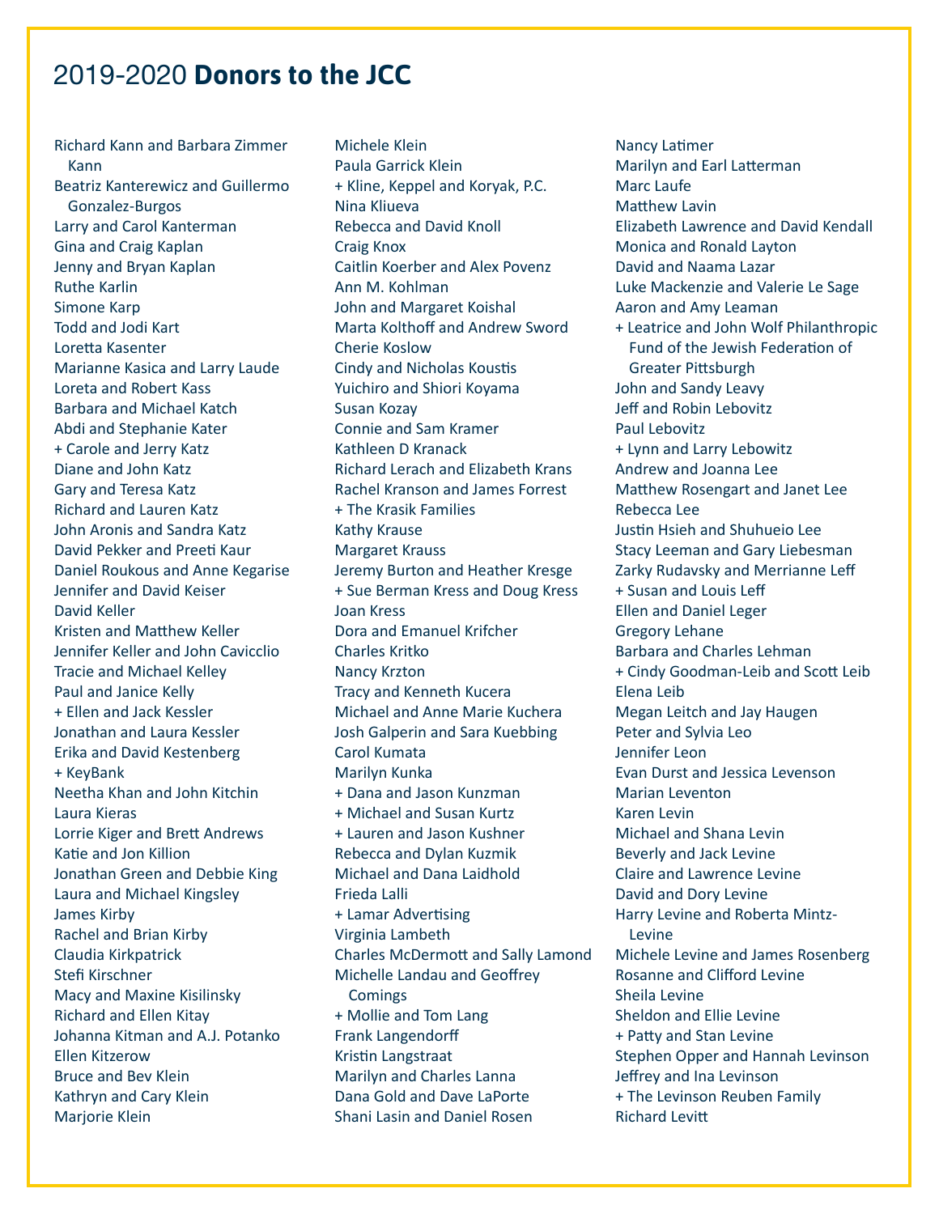# 2019-2020 **Donors to the JCC**

Richard Kann and Barbara Zimmer Kann
Beatriz Kanterewicz and Guillermo Gonzalez-Burgos
Larry and Carol Kanterman
Gina and Craig Kaplan
Jenny and Bryan Kaplan
Ruthe Karlin
Simone Karp
Todd and Jodi Kart
Loretta Kasenter
Marianne Kasica and Larry Laude
Loreta and Robert Kass
Barbara and Michael Katch
Abdi and Stephanie Kater
+ Carole and Jerry Katz
Diane and John Katz
Gary and Teresa Katz
Richard and Lauren Katz
John Aronis and Sandra Katz
David Pekker and Preeti Kaur
Daniel Roukous and Anne Kegarise
Jennifer and David Keiser
David Keller
Kristen and Matthew Keller
Jennifer Keller and John Cavicclio
Tracie and Michael Kelley
Paul and Janice Kelly
+ Ellen and Jack Kessler
Jonathan and Laura Kessler
Erika and David Kestenberg
+ KeyBank
Neetha Khan and John Kitchin
Laura Kieras
Lorrie Kiger and Brett Andrews
Katie and Jon Killion
Jonathan Green and Debbie King
Laura and Michael Kingsley
James Kirby
Rachel and Brian Kirby
Claudia Kirkpatrick
Stefi Kirschner
Macy and Maxine Kisilinsky
Richard and Ellen Kitay
Johanna Kitman and A.J. Potanko
Ellen Kitzerow
Bruce and Bev Klein
Kathryn and Cary Klein
Marjorie Klein
Michele Klein
Paula Garrick Klein
+ Kline, Keppel and Koryak, P.C.
Nina Kliueva
Rebecca and David Knoll
Craig Knox
Caitlin Koerber and Alex Povenz
Ann M. Kohlman
John and Margaret Koishal
Marta Kolthoff and Andrew Sword
Cherie Koslow
Cindy and Nicholas Koustis
Yuichiro and Shiori Koyama
Susan Kozay
Connie and Sam Kramer
Kathleen D Kranack
Richard Lerach and Elizabeth Krans
Rachel Kranson and James Forrest
+ The Krasik Families
Kathy Krause
Margaret Krauss
Jeremy Burton and Heather Kresge
+ Sue Berman Kress and Doug Kress
Joan Kress
Dora and Emanuel Krifcher
Charles Kritko
Nancy Krzton
Tracy and Kenneth Kucera
Michael and Anne Marie Kuchera
Josh Galperin and Sara Kuebbing
Carol Kumata
Marilyn Kunka
+ Dana and Jason Kunzman
+ Michael and Susan Kurtz
+ Lauren and Jason Kushner
Rebecca and Dylan Kuzmik
Michael and Dana Laidhold
Frieda Lalli
+ Lamar Advertising
Virginia Lambeth
Charles McDermott and Sally Lamond
Michelle Landau and Geoffrey Comings
+ Mollie and Tom Lang
Frank Langendorff
Kristin Langstraat
Marilyn and Charles Lanna
Dana Gold and Dave LaPorte
Shani Lasin and Daniel Rosen
Nancy Latimer
Marilyn and Earl Latterman
Marc Laufe
Matthew Lavin
Elizabeth Lawrence and David Kendall
Monica and Ronald Layton
David and Naama Lazar
Luke Mackenzie and Valerie Le Sage
Aaron and Amy Leaman
+ Leatrice and John Wolf Philanthropic Fund of the Jewish Federation of Greater Pittsburgh
John and Sandy Leavy
Jeff and Robin Lebovitz
Paul Lebovitz
+ Lynn and Larry Lebowitz
Andrew and Joanna Lee
Matthew Rosengart and Janet Lee
Rebecca Lee
Justin Hsieh and Shuhueio Lee
Stacy Leeman and Gary Liebesman
Zarky Rudavsky and Merrianne Leff
+ Susan and Louis Leff
Ellen and Daniel Leger
Gregory Lehane
Barbara and Charles Lehman
+ Cindy Goodman-Leib and Scott Leib
Elena Leib
Megan Leitch and Jay Haugen
Peter and Sylvia Leo
Jennifer Leon
Evan Durst and Jessica Levenson
Marian Leventon
Karen Levin
Michael and Shana Levin
Beverly and Jack Levine
Claire and Lawrence Levine
David and Dory Levine
Harry Levine and Roberta Mintz-Levine
Michele Levine and James Rosenberg
Rosanne and Clifford Levine
Sheila Levine
Sheldon and Ellie Levine
+ Patty and Stan Levine
Stephen Opper and Hannah Levinson
Jeffrey and Ina Levinson
+ The Levinson Reuben Family
Richard Levitt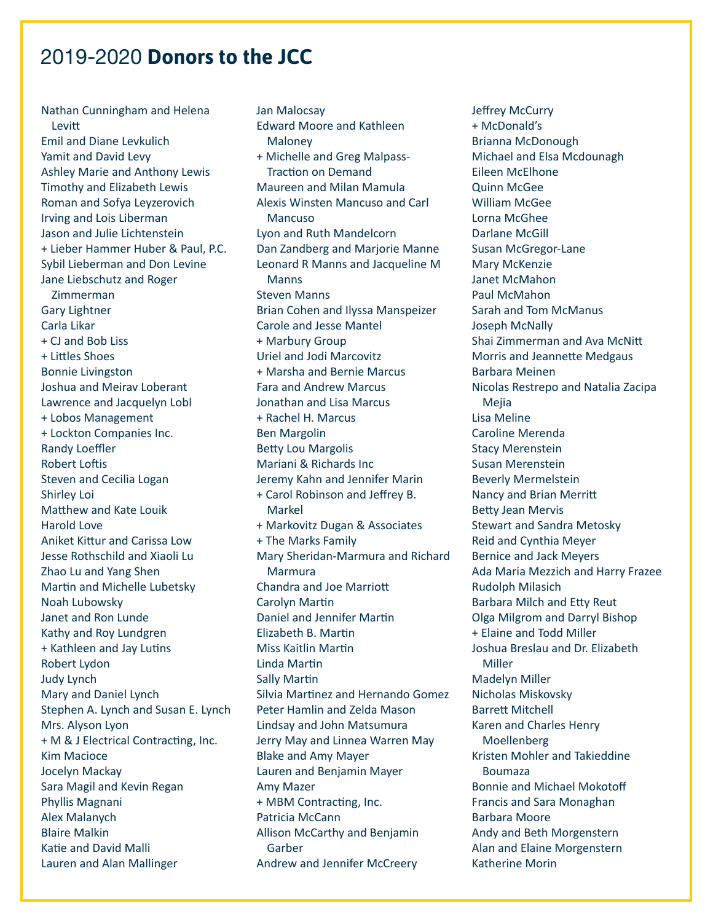# 2019-2020 **Donors to the JCC**

Nathan Cunningham and Helena Levitt
Emil and Diane Levkulich
Yamit and David Levy
Ashley Marie and Anthony Lewis
Timothy and Elizabeth Lewis
Roman and Sofya Leyzerovich
Irving and Lois Liberman
Jason and Julie Lichtenstein
+ Lieber Hammer Huber & Paul, P.C.
Sybil Lieberman and Don Levine
Jane Liebschutz and Roger Zimmerman
Gary Lightner
Carla Likar
+ CJ and Bob Liss
+ Littles Shoes
Bonnie Livingston
Joshua and Meirav Loberant
Lawrence and Jacquelyn Lobl
+ Lobos Management
+ Lockton Companies Inc.
Randy Loeffler
Robert Loftis
Steven and Cecilia Logan
Shirley Loi
Matthew and Kate Louik
Harold Love
Aniket Kittur and Carissa Low
Jesse Rothschild and Xiaoli Lu
Zhao Lu and Yang Shen
Martin and Michelle Lubetsky
Noah Lubowsky
Janet and Ron Lunde
Kathy and Roy Lundgren
+ Kathleen and Jay Lutins
Robert Lydon
Judy Lynch
Mary and Daniel Lynch
Stephen A. Lynch and Susan E. Lynch
Mrs. Alyson Lyon
+ M & J Electrical Contracting, Inc.
Kim Macioce
Jocelyn Mackay
Sara Magil and Kevin Regan
Phyllis Magnani
Alex Malanych
Blaire Malkin
Katie and David Malli
Lauren and Alan Mallinger
Jan Malocsay
Edward Moore and Kathleen Maloney
+ Michelle and Greg Malpass-Traction on Demand
Maureen and Milan Mamula
Alexis Winsten Mancuso and Carl Mancuso
Lyon and Ruth Mandelcorn
Dan Zandberg and Marjorie Manne
Leonard R Manns and Jacqueline M Manns
Steven Manns
Brian Cohen and Ilyssa Manspeizer
Carole and Jesse Mantel
+ Marbury Group
Uriel and Jodi Marcovitz
+ Marsha and Bernie Marcus
Fara and Andrew Marcus
Jonathan and Lisa Marcus
+ Rachel H. Marcus
Ben Margolin
Betty Lou Margolis
Mariani & Richards Inc
Jeremy Kahn and Jennifer Marin
+ Carol Robinson and Jeffrey B. Markel
+ Markovitz Dugan & Associates
+ The Marks Family
Mary Sheridan-Marmura and Richard Marmura
Chandra and Joe Marriott
Carolyn Martin
Daniel and Jennifer Martin
Elizabeth B. Martin
Miss Kaitlin Martin
Linda Martin
Sally Martin
Silvia Martinez and Hernando Gomez
Peter Hamlin and Zelda Mason
Lindsay and John Matsumura
Jerry May and Linnea Warren May
Blake and Amy Mayer
Lauren and Benjamin Mayer
Amy Mazer
+ MBM Contracting, Inc.
Patricia McCann
Allison McCarthy and Benjamin Garber
Andrew and Jennifer McCreery
Jeffrey McCurry
+ McDonald's
Brianna McDonough
Michael and Elsa Mcdounagh
Eileen McElhone
Quinn McGee
William McGee
Lorna McGhee
Darlane McGill
Susan McGregor-Lane
Mary McKenzie
Janet McMahon
Paul McMahon
Sarah and Tom McManus
Joseph McNally
Shai Zimmerman and Ava McNitt
Morris and Jeannette Medgaus
Barbara Meinen
Nicolas Restrepo and Natalia Zacipa Mejia
Lisa Meline
Caroline Merenda
Stacy Merenstein
Susan Merenstein
Beverly Mermelstein
Nancy and Brian Merritt
Betty Jean Mervis
Stewart and Sandra Metosky
Reid and Cynthia Meyer
Bernice and Jack Meyers
Ada Maria Mezzich and Harry Frazee
Rudolph Milasich
Barbara Milch and Etty Reut
Olga Milgrom and Darryl Bishop
+ Elaine and Todd Miller
Joshua Breslau and Dr. Elizabeth Miller
Madelyn Miller
Nicholas Miskovsky
Barrett Mitchell
Karen and Charles Henry Moellenberg
Kristen Mohler and Takieddine Boumaza
Bonnie and Michael Mokotoff
Francis and Sara Monaghan
Barbara Moore
Andy and Beth Morgenstern
Alan and Elaine Morgenstern
Katherine Morin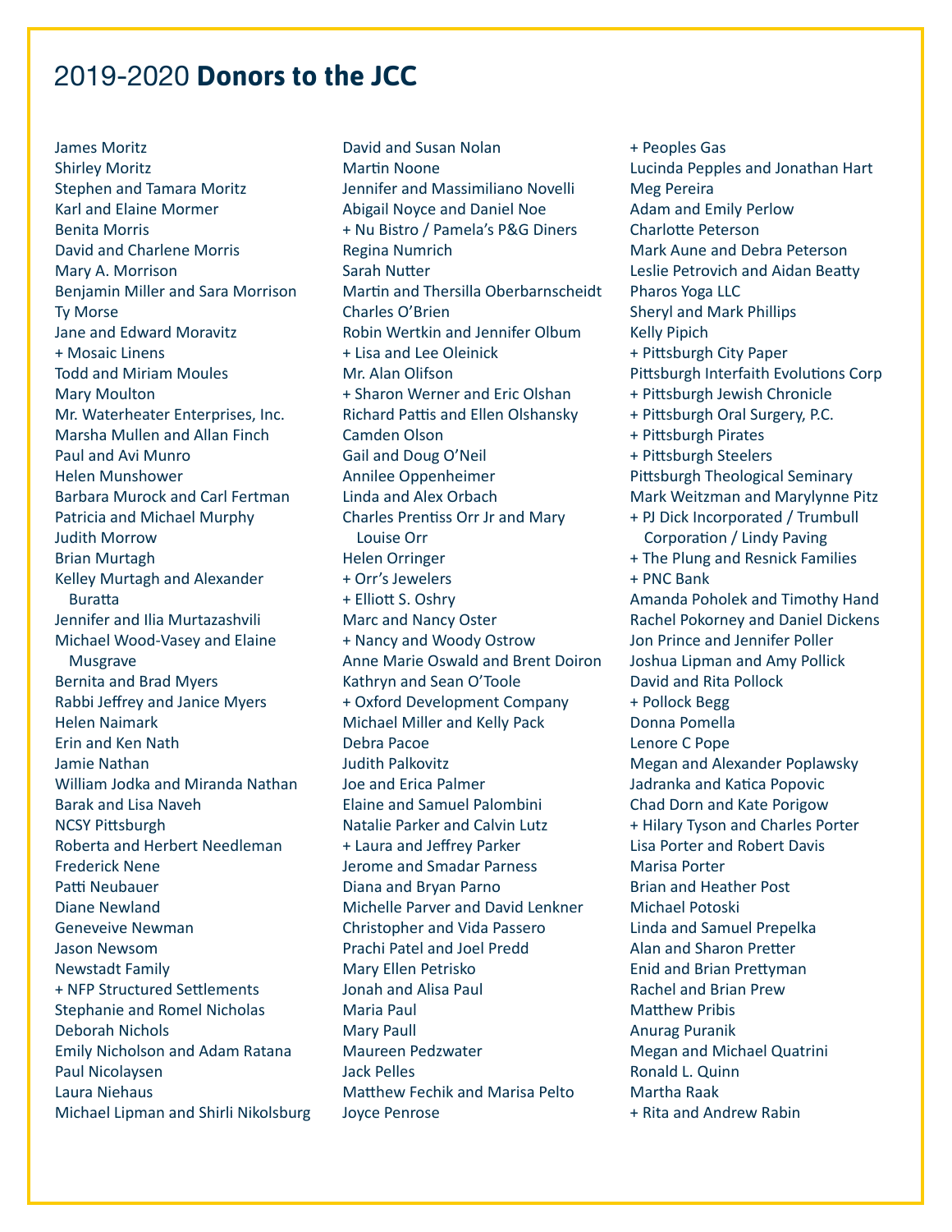# 2019-2020 **Donors to the JCC**

James Moritz
Shirley Moritz
Stephen and Tamara Moritz
Karl and Elaine Mormer
Benita Morris
David and Charlene Morris
Mary A. Morrison
Benjamin Miller and Sara Morrison
Ty Morse
Jane and Edward Moravitz
+ Mosaic Linens
Todd and Miriam Moules
Mary Moulton
Mr. Waterheater Enterprises, Inc.
Marsha Mullen and Allan Finch
Paul and Avi Munro
Helen Munshower
Barbara Murock and Carl Fertman
Patricia and Michael Murphy
Judith Morrow
Brian Murtagh
Kelley Murtagh and Alexander Buratta
Jennifer and Ilia Murtazashvili
Michael Wood-Vasey and Elaine Musgrave
Bernita and Brad Myers
Rabbi Jeffrey and Janice Myers
Helen Naimark
Erin and Ken Nath
Jamie Nathan
William Jodka and Miranda Nathan
Barak and Lisa Naveh
NCSY Pittsburgh
Roberta and Herbert Needleman
Frederick Nene
Patti Neubauer
Diane Newland
Geneveive Newman
Jason Newsom
Newstadt Family
+ NFP Structured Settlements
Stephanie and Romel Nicholas
Deborah Nichols
Emily Nicholson and Adam Ratana
Paul Nicolaysen
Laura Niehaus
Michael Lipman and Shirli Nikolsburg
David and Susan Nolan
Martin Noone
Jennifer and Massimiliano Novelli
Abigail Noyce and Daniel Noe
+ Nu Bistro / Pamela's P&G Diners
Regina Numrich
Sarah Nutter
Martin and Thersilla Oberbarnscheidt
Charles O'Brien
Robin Wertkin and Jennifer Olbum
+ Lisa and Lee Oleinick
Mr. Alan Olifson
+ Sharon Werner and Eric Olshan
Richard Pattis and Ellen Olshansky
Camden Olson
Gail and Doug O'Neil
Annilee Oppenheimer
Linda and Alex Orbach
Charles Prentiss Orr Jr and Mary Louise Orr
Helen Orringer
+ Orr's Jewelers
+ Elliott S. Oshry
Marc and Nancy Oster
+ Nancy and Woody Ostrow
Anne Marie Oswald and Brent Doiron
Kathryn and Sean O'Toole
+ Oxford Development Company
Michael Miller and Kelly Pack
Debra Pacoe
Judith Palkovitz
Joe and Erica Palmer
Elaine and Samuel Palombini
Natalie Parker and Calvin Lutz
+ Laura and Jeffrey Parker
Jerome and Smadar Parness
Diana and Bryan Parno
Michelle Parver and David Lenkner
Christopher and Vida Passero
Prachi Patel and Joel Predd
Mary Ellen Petrisko
Jonah and Alisa Paul
Maria Paul
Mary Paull
Maureen Pedzwater
Jack Pelles
Matthew Fechik and Marisa Pelto
Joyce Penrose
+ Peoples Gas
Lucinda Pepples and Jonathan Hart
Meg Pereira
Adam and Emily Perlow
Charlotte Peterson
Mark Aune and Debra Peterson
Leslie Petrovich and Aidan Beatty
Pharos Yoga LLC
Sheryl and Mark Phillips
Kelly Pipich
+ Pittsburgh City Paper
Pittsburgh Interfaith Evolutions Corp
+ Pittsburgh Jewish Chronicle
+ Pittsburgh Oral Surgery, P.C.
+ Pittsburgh Pirates
+ Pittsburgh Steelers
Pittsburgh Theological Seminary
Mark Weitzman and Marylynne Pitz
+ PJ Dick Incorporated / Trumbull Corporation / Lindy Paving
+ The Plung and Resnick Families
+ PNC Bank
Amanda Poholek and Timothy Hand
Rachel Pokorney and Daniel Dickens
Jon Prince and Jennifer Poller
Joshua Lipman and Amy Pollick
David and Rita Pollock
+ Pollock Begg
Donna Pomella
Lenore C Pope
Megan and Alexander Poplawsky
Jadranka and Katica Popovic
Chad Dorn and Kate Porigow
+ Hilary Tyson and Charles Porter
Lisa Porter and Robert Davis
Marisa Porter
Brian and Heather Post
Michael Potoski
Linda and Samuel Prepelka
Alan and Sharon Pretter
Enid and Brian Prettyman
Rachel and Brian Prew
Matthew Pribis
Anurag Puranik
Megan and Michael Quatrini
Ronald L. Quinn
Martha Raak
+ Rita and Andrew Rabin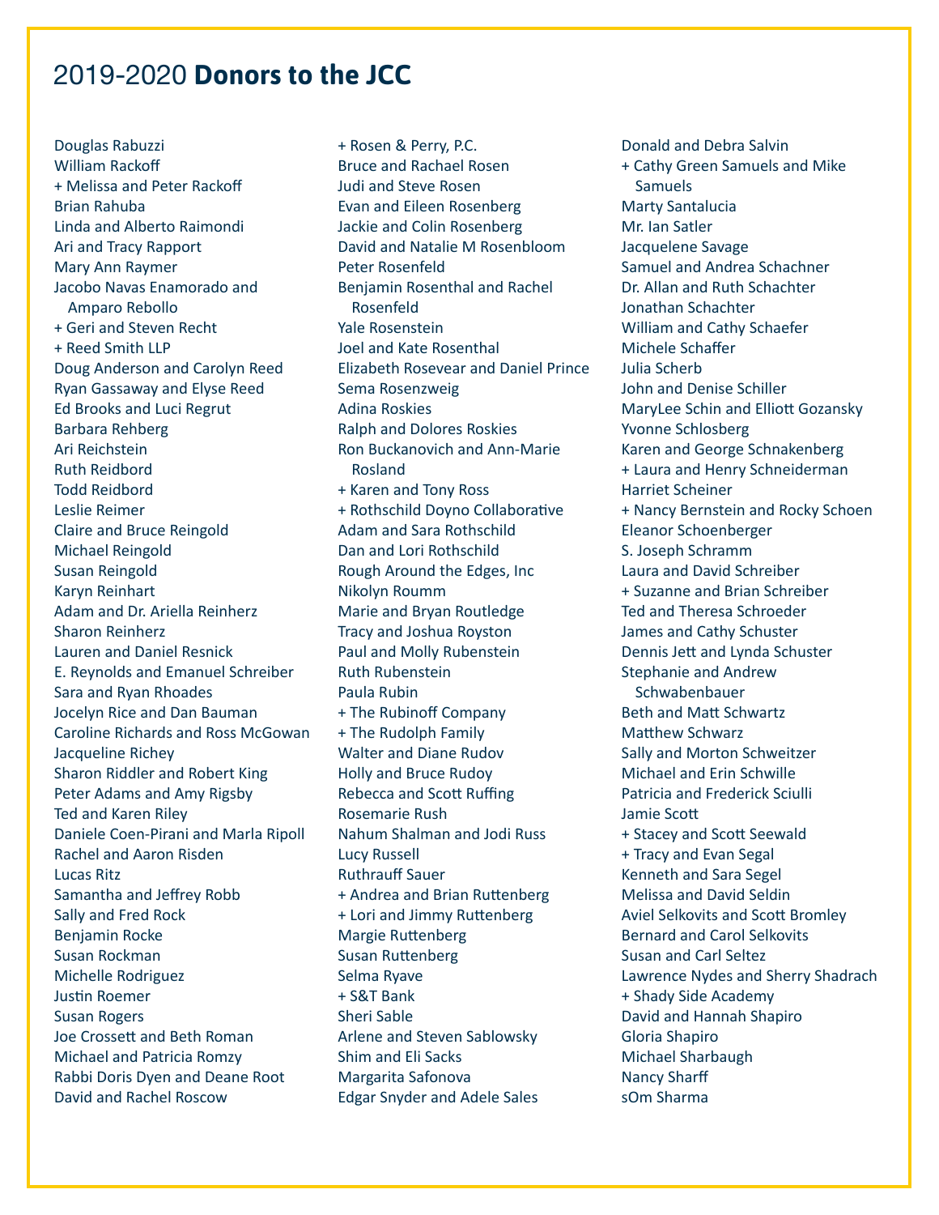# 2019-2020 **Donors to the JCC**

Douglas Rabuzzi
William Rackoff
+ Melissa and Peter Rackoff
Brian Rahuba
Linda and Alberto Raimondi
Ari and Tracy Rapport
Mary Ann Raymer
Jacobo Navas Enamorado and Amparo Rebollo
+ Geri and Steven Recht
+ Reed Smith LLP
Doug Anderson and Carolyn Reed
Ryan Gassaway and Elyse Reed
Ed Brooks and Luci Regrut
Barbara Rehberg
Ari Reichstein
Ruth Reidbord
Todd Reidbord
Leslie Reimer
Claire and Bruce Reingold
Michael Reingold
Susan Reingold
Karyn Reinhart
Adam and Dr. Ariella Reinherz
Sharon Reinherz
Lauren and Daniel Resnick
E. Reynolds and Emanuel Schreiber
Sara and Ryan Rhoades
Jocelyn Rice and Dan Bauman
Caroline Richards and Ross McGowan
Jacqueline Richey
Sharon Riddler and Robert King
Peter Adams and Amy Rigsby
Ted and Karen Riley
Daniele Coen-Pirani and Marla Ripoll
Rachel and Aaron Risden
Lucas Ritz
Samantha and Jeffrey Robb
Sally and Fred Rock
Benjamin Rocke
Susan Rockman
Michelle Rodriguez
Justin Roemer
Susan Rogers
Joe Crossett and Beth Roman
Michael and Patricia Romzy
Rabbi Doris Dyen and Deane Root
David and Rachel Roscow
+ Rosen & Perry, P.C.
Bruce and Rachael Rosen
Judi and Steve Rosen
Evan and Eileen Rosenberg
Jackie and Colin Rosenberg
David and Natalie M Rosenbloom
Peter Rosenfeld
Benjamin Rosenthal and Rachel Rosenfeld
Yale Rosenstein
Joel and Kate Rosenthal
Elizabeth Rosevear and Daniel Prince
Sema Rosenzweig
Adina Roskies
Ralph and Dolores Roskies
Ron Buckanovich and Ann-Marie Rosland
+ Karen and Tony Ross
+ Rothschild Doyno Collaborative
Adam and Sara Rothschild
Dan and Lori Rothschild
Rough Around the Edges, Inc
Nikolyn Roumm
Marie and Bryan Routledge
Tracy and Joshua Royston
Paul and Molly Rubenstein
Ruth Rubenstein
Paula Rubin
+ The Rubinoff Company
+ The Rudolph Family
Walter and Diane Rudov
Holly and Bruce Rudoy
Rebecca and Scott Ruffing
Rosemarie Rush
Nahum Shalman and Jodi Russ
Lucy Russell
Ruthrauff Sauer
+ Andrea and Brian Ruttenberg
+ Lori and Jimmy Ruttenberg
Margie Ruttenberg
Susan Ruttenberg
Selma Ryave
+ S&T Bank
Sheri Sable
Arlene and Steven Sablowsky
Shim and Eli Sacks
Margarita Safonova
Edgar Snyder and Adele Sales
Donald and Debra Salvin
+ Cathy Green Samuels and Mike Samuels
Marty Santalucia
Mr. Ian Satler
Jacquelene Savage
Samuel and Andrea Schachner
Dr. Allan and Ruth Schachter
Jonathan Schachter
William and Cathy Schaefer
Michele Schaffer
Julia Scherb
John and Denise Schiller
MaryLee Schin and Elliott Gozansky
Yvonne Schlosberg
Karen and George Schnakenberg
+ Laura and Henry Schneiderman
Harriet Scheiner
+ Nancy Bernstein and Rocky Schoen
Eleanor Schoenberger
S. Joseph Schramm
Laura and David Schreiber
+ Suzanne and Brian Schreiber
Ted and Theresa Schroeder
James and Cathy Schuster
Dennis Jett and Lynda Schuster
Stephanie and Andrew Schwabenbauer
Beth and Matt Schwartz
Matthew Schwarz
Sally and Morton Schweitzer
Michael and Erin Schwille
Patricia and Frederick Sciulli
Jamie Scott
+ Stacey and Scott Seewald
+ Tracy and Evan Segal
Kenneth and Sara Segel
Melissa and David Seldin
Aviel Selkovits and Scott Bromley
Bernard and Carol Selkovits
Susan and Carl Seltez
Lawrence Nydes and Sherry Shadrach
+ Shady Side Academy
David and Hannah Shapiro
Gloria Shapiro
Michael Sharbaugh
Nancy Sharff
sOm Sharma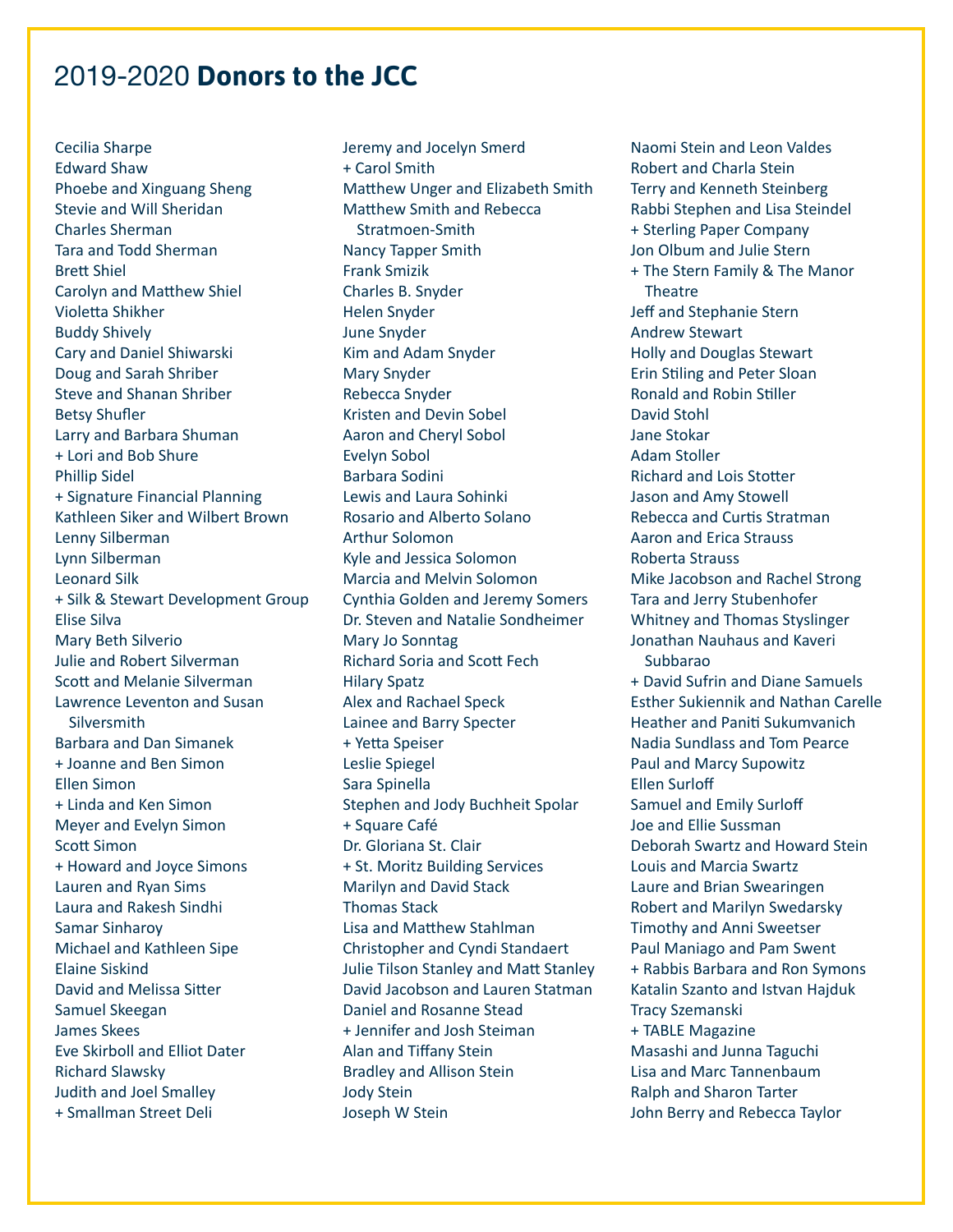# 2019-2020 **Donors to the JCC**

Cecilia Sharpe
Edward Shaw
Phoebe and Xinguang Sheng
Stevie and Will Sheridan
Charles Sherman
Tara and Todd Sherman
Brett Shiel
Carolyn and Matthew Shiel
Violetta Shikher
Buddy Shively
Cary and Daniel Shiwarski
Doug and Sarah Shriber
Steve and Shanan Shriber
Betsy Shufler
Larry and Barbara Shuman
+ Lori and Bob Shure
Phillip Sidel
+ Signature Financial Planning
Kathleen Siker and Wilbert Brown
Lenny Silberman
Lynn Silberman
Leonard Silk
+ Silk & Stewart Development Group
Elise Silva
Mary Beth Silverio
Julie and Robert Silverman
Scott and Melanie Silverman
Lawrence Leventon and Susan Silversmith
Barbara and Dan Simanek
+ Joanne and Ben Simon
Ellen Simon
+ Linda and Ken Simon
Meyer and Evelyn Simon
Scott Simon
+ Howard and Joyce Simons
Lauren and Ryan Sims
Laura and Rakesh Sindhi
Samar Sinharoy
Michael and Kathleen Sipe
Elaine Siskind
David and Melissa Sitter
Samuel Skeegan
James Skees
Eve Skirboll and Elliot Dater
Richard Slawsky
Judith and Joel Smalley
+ Smallman Street Deli
Jeremy and Jocelyn Smerd
+ Carol Smith
Matthew Unger and Elizabeth Smith
Matthew Smith and Rebecca Stratmoen-Smith
Nancy Tapper Smith
Frank Smizik
Charles B. Snyder
Helen Snyder
June Snyder
Kim and Adam Snyder
Mary Snyder
Rebecca Snyder
Kristen and Devin Sobel
Aaron and Cheryl Sobol
Evelyn Sobol
Barbara Sodini
Lewis and Laura Sohinki
Rosario and Alberto Solano
Arthur Solomon
Kyle and Jessica Solomon
Marcia and Melvin Solomon
Cynthia Golden and Jeremy Somers
Dr. Steven and Natalie Sondheimer
Mary Jo Sonntag
Richard Soria and Scott Fech
Hilary Spatz
Alex and Rachael Speck
Lainee and Barry Specter
+ Yetta Speiser
Leslie Spiegel
Sara Spinella
Stephen and Jody Buchheit Spolar
+ Square Café
Dr. Gloriana St. Clair
+ St. Moritz Building Services
Marilyn and David Stack
Thomas Stack
Lisa and Matthew Stahlman
Christopher and Cyndi Standaert
Julie Tilson Stanley and Matt Stanley
David Jacobson and Lauren Statman
Daniel and Rosanne Stead
+ Jennifer and Josh Steiman
Alan and Tiffany Stein
Bradley and Allison Stein
Jody Stein
Joseph W Stein
Naomi Stein and Leon Valdes
Robert and Charla Stein
Terry and Kenneth Steinberg
Rabbi Stephen and Lisa Steindel
+ Sterling Paper Company
Jon Olbum and Julie Stern
+ The Stern Family & The Manor Theatre
Jeff and Stephanie Stern
Andrew Stewart
Holly and Douglas Stewart
Erin Stiling and Peter Sloan
Ronald and Robin Stiller
David Stohl
Jane Stokar
Adam Stoller
Richard and Lois Stotter
Jason and Amy Stowell
Rebecca and Curtis Stratman
Aaron and Erica Strauss
Roberta Strauss
Mike Jacobson and Rachel Strong
Tara and Jerry Stubenhofer
Whitney and Thomas Styslinger
Jonathan Nauhaus and Kaveri Subbarao
+ David Sufrin and Diane Samuels
Esther Sukiennik and Nathan Carelle
Heather and Paniti Sukumvanich
Nadia Sundlass and Tom Pearce
Paul and Marcy Supowitz
Ellen Surloff
Samuel and Emily Surloff
Joe and Ellie Sussman
Deborah Swartz and Howard Stein
Louis and Marcia Swartz
Laure and Brian Swearingen
Robert and Marilyn Swedarsky
Timothy and Anni Sweetser
Paul Maniago and Pam Swent
+ Rabbis Barbara and Ron Symons
Katalin Szanto and Istvan Hajduk
Tracy Szemanski
+ TABLE Magazine
Masashi and Junna Taguchi
Lisa and Marc Tannenbaum
Ralph and Sharon Tarter
John Berry and Rebecca Taylor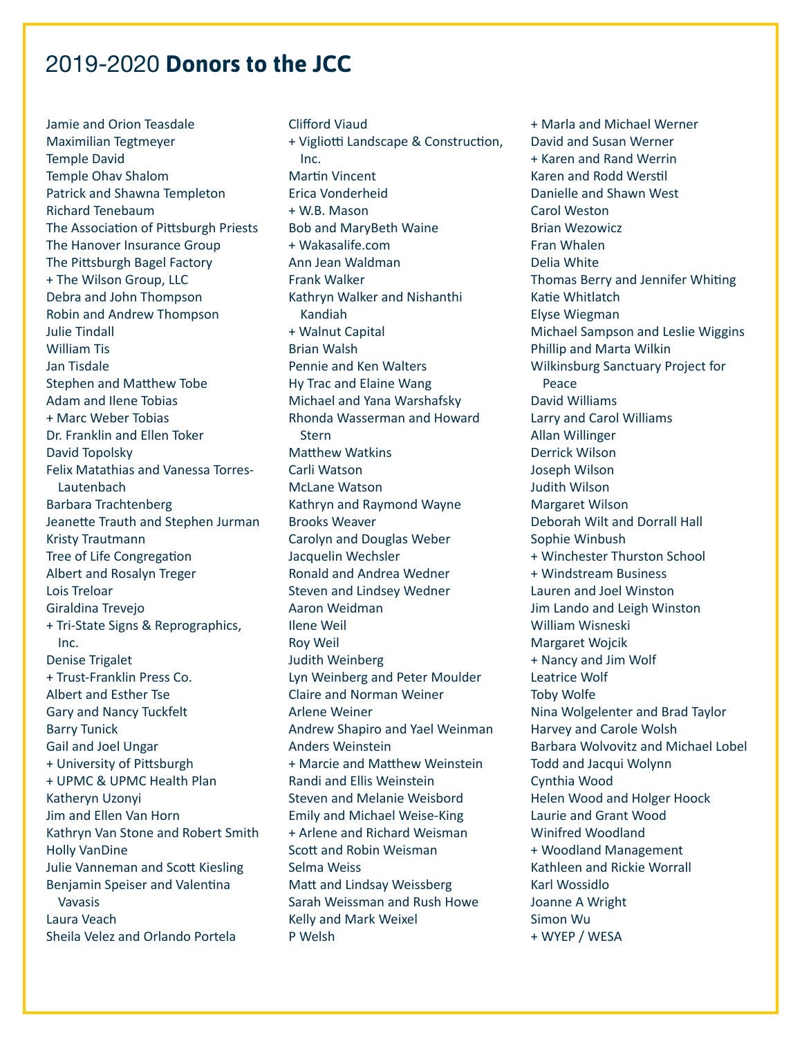# 2019-2020 **Donors to the JCC**

Jamie and Orion Teasdale
Maximilian Tegtmeyer
Temple David
Temple Ohav Shalom
Patrick and Shawna Templeton
Richard Tenebaum
The Association of Pittsburgh Priests
The Hanover Insurance Group
The Pittsburgh Bagel Factory
+ The Wilson Group, LLC
Debra and John Thompson
Robin and Andrew Thompson
Julie Tindall
William Tis
Jan Tisdale
Stephen and Matthew Tobe
Adam and Ilene Tobias
+ Marc Weber Tobias
Dr. Franklin and Ellen Toker
David Topolsky
Felix Matathias and Vanessa Torres-Lautenbach
Barbara Trachtenberg
Jeanette Trauth and Stephen Jurman
Kristy Trautmann
Tree of Life Congregation
Albert and Rosalyn Treger
Lois Treloar
Giraldina Trevejo
+ Tri-State Signs & Reprographics, Inc.
Denise Trigalet
+ Trust-Franklin Press Co.
Albert and Esther Tse
Gary and Nancy Tuckfelt
Barry Tunick
Gail and Joel Ungar
+ University of Pittsburgh
+ UPMC & UPMC Health Plan
Katheryn Uzonyi
Jim and Ellen Van Horn
Kathryn Van Stone and Robert Smith
Holly VanDine
Julie Vanneman and Scott Kiesling
Benjamin Speiser and Valentina Vavasis
Laura Veach
Sheila Velez and Orlando Portela
Clifford Viaud
+ Vigliotti Landscape & Construction, Inc.
Martin Vincent
Erica Vonderheid
+ W.B. Mason
Bob and MaryBeth Waine
+ Wakasalife.com
Ann Jean Waldman
Frank Walker
Kathryn Walker and Nishanthi Kandiah
+ Walnut Capital
Brian Walsh
Pennie and Ken Walters
Hy Trac and Elaine Wang
Michael and Yana Warshafsky
Rhonda Wasserman and Howard Stern
Matthew Watkins
Carli Watson
McLane Watson
Kathryn and Raymond Wayne
Brooks Weaver
Carolyn and Douglas Weber
Jacquelin Wechsler
Ronald and Andrea Wedner
Steven and Lindsey Wedner
Aaron Weidman
Ilene Weil
Roy Weil
Judith Weinberg
Lyn Weinberg and Peter Moulder
Claire and Norman Weiner
Arlene Weiner
Andrew Shapiro and Yael Weinman
Anders Weinstein
+ Marcie and Matthew Weinstein
Randi and Ellis Weinstein
Steven and Melanie Weisbord
Emily and Michael Weise-King
+ Arlene and Richard Weisman
Scott and Robin Weisman
Selma Weiss
Matt and Lindsay Weissberg
Sarah Weissman and Rush Howe
Kelly and Mark Weixel
P Welsh
+ Marla and Michael Werner
David and Susan Werner
+ Karen and Rand Werrin
Karen and Rodd Werstil
Danielle and Shawn West
Carol Weston
Brian Wezowicz
Fran Whalen
Delia White
Thomas Berry and Jennifer Whiting
Katie Whitlatch
Elyse Wiegman
Michael Sampson and Leslie Wiggins
Phillip and Marta Wilkin
Wilkinsburg Sanctuary Project for Peace
David Williams
Larry and Carol Williams
Allan Willinger
Derrick Wilson
Joseph Wilson
Judith Wilson
Margaret Wilson
Deborah Wilt and Dorrall Hall
Sophie Winbush
+ Winchester Thurston School
+ Windstream Business
Lauren and Joel Winston
Jim Lando and Leigh Winston
William Wisneski
Margaret Wojcik
+ Nancy and Jim Wolf
Leatrice Wolf
Toby Wolfe
Nina Wolgelenter and Brad Taylor
Harvey and Carole Wolsh
Barbara Wolvovitz and Michael Lobel
Todd and Jacqui Wolynn
Cynthia Wood
Helen Wood and Holger Hoock
Laurie and Grant Wood
Winifred Woodland
+ Woodland Management
Kathleen and Rickie Worrall
Karl Wossidlo
Joanne A Wright
Simon Wu
+ WYEP / WESA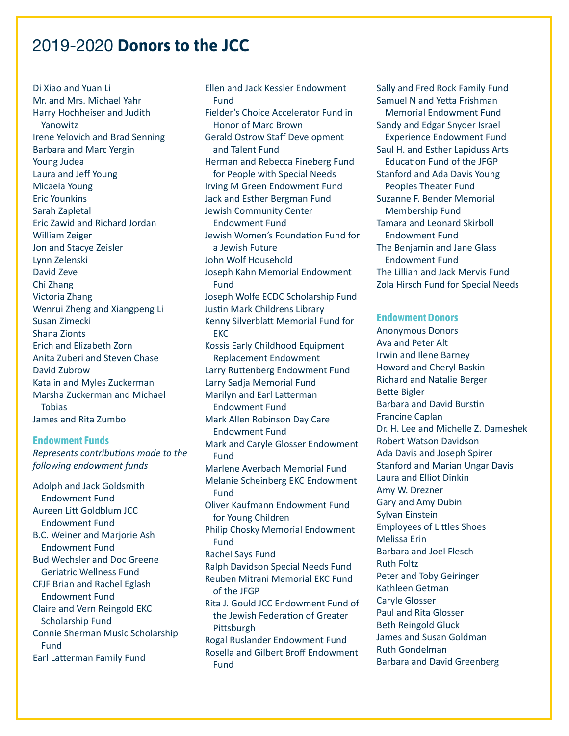# 2019-2020 **Donors to the JCC**

Di Xiao and Yuan Li
Mr. and Mrs. Michael Yahr
Harry Hochheiser and Judith Yanowitz
Irene Yelovich and Brad Senning
Barbara and Marc Yergin
Young Judea
Laura and Jeff Young
Micaela Young
Eric Younkins
Sarah Zapletal
Eric Zawid and Richard Jordan
William Zeiger
Jon and Stacye Zeisler
Lynn Zelenski
David Zeve
Chi Zhang
Victoria Zhang
Wenrui Zheng and Xiangpeng Li
Susan Zimecki
Shana Zionts
Erich and Elizabeth Zorn
Anita Zuberi and Steven Chase
David Zubrow
Katalin and Myles Zuckerman
Marsha Zuckerman and Michael Tobias
James and Rita Zumbo

## Endowment Funds

*Represents contributions made to the following endowment funds*

Adolph and Jack Goldsmith Endowment Fund
Aureen Litt Goldblum JCC Endowment Fund
B.C. Weiner and Marjorie Ash Endowment Fund
Bud Wechsler and Doc Greene Geriatric Wellness Fund
CFJF Brian and Rachel Eglash Endowment Fund
Claire and Vern Reingold EKC Scholarship Fund
Connie Sherman Music Scholarship Fund
Earl Latterman Family Fund
Ellen and Jack Kessler Endowment Fund
Fielder's Choice Accelerator Fund in Honor of Marc Brown
Gerald Ostrow Staff Development and Talent Fund
Herman and Rebecca Fineberg Fund for People with Special Needs
Irving M Green Endowment Fund
Jack and Esther Bergman Fund
Jewish Community Center Endowment Fund
Jewish Women's Foundation Fund for a Jewish Future
John Wolf Household
Joseph Kahn Memorial Endowment Fund
Joseph Wolfe ECDC Scholarship Fund
Justin Mark Childrens Library
Kenny Silverblatt Memorial Fund for EKC
Kossis Early Childhood Equipment Replacement Endowment
Larry Ruttenberg Endowment Fund
Larry Sadja Memorial Fund
Marilyn and Earl Latterman Endowment Fund
Mark Allen Robinson Day Care Endowment Fund
Mark and Caryle Glosser Endowment Fund
Marlene Averbach Memorial Fund
Melanie Scheinberg EKC Endowment Fund
Oliver Kaufmann Endowment Fund for Young Children
Philip Chosky Memorial Endowment Fund
Rachel Says Fund
Ralph Davidson Special Needs Fund
Reuben Mitrani Memorial EKC Fund of the JFGP
Rita J. Gould JCC Endowment Fund of the Jewish Federation of Greater Pittsburgh
Rogal Ruslander Endowment Fund
Rosella and Gilbert Broff Endowment Fund
Sally and Fred Rock Family Fund
Samuel N and Yetta Frishman Memorial Endowment Fund
Sandy and Edgar Snyder Israel Experience Endowment Fund
Saul H. and Esther Lapiduss Arts Education Fund of the JFGP
Stanford and Ada Davis Young Peoples Theater Fund
Suzanne F. Bender Memorial Membership Fund
Tamara and Leonard Skirboll Endowment Fund
The Benjamin and Jane Glass Endowment Fund
The Lillian and Jack Mervis Fund
Zola Hirsch Fund for Special Needs

## Endowment Donors

Anonymous Donors
Ava and Peter Alt
Irwin and Ilene Barney
Howard and Cheryl Baskin
Richard and Natalie Berger
Bette Bigler
Barbara and David Burstin
Francine Caplan
Dr. H. Lee and Michelle Z. Dameshek
Robert Watson Davidson
Ada Davis and Joseph Spirer
Stanford and Marian Ungar Davis
Laura and Elliot Dinkin
Amy W. Drezner
Gary and Amy Dubin
Sylvan Einstein
Employees of Littles Shoes
Melissa Erin
Barbara and Joel Flesch
Ruth Foltz
Peter and Toby Geiringer
Kathleen Getman
Caryle Glosser
Paul and Rita Glosser
Beth Reingold Gluck
James and Susan Goldman
Ruth Gondelman
Barbara and David Greenberg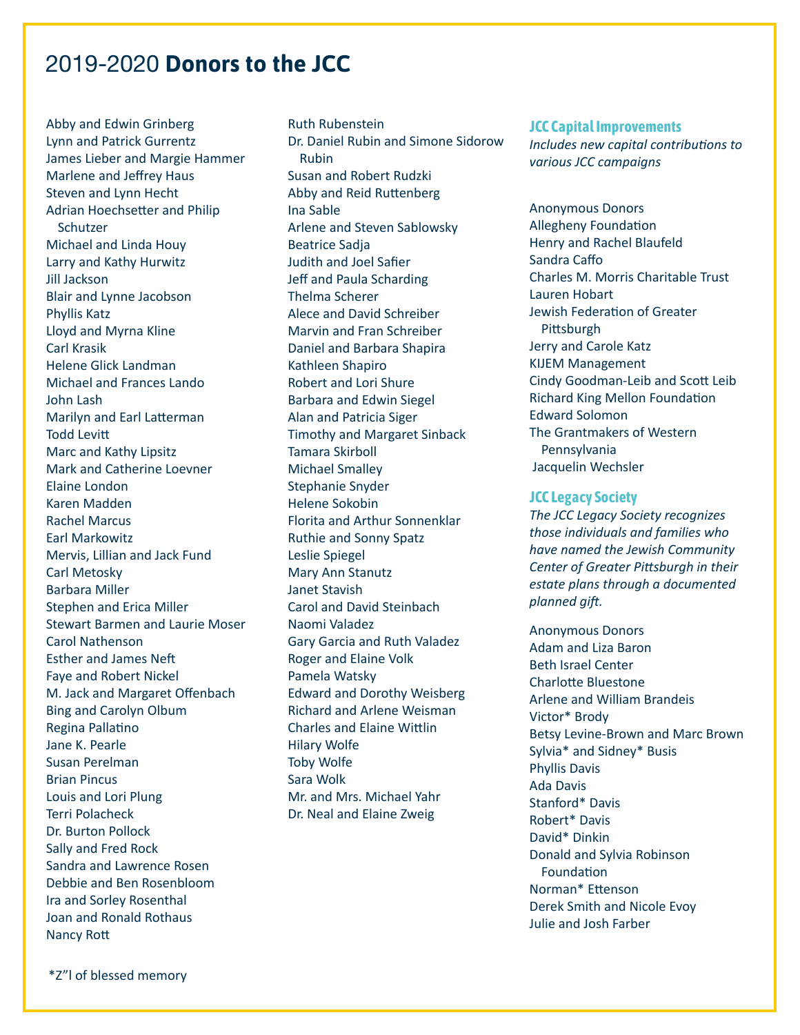# 2019-2020 **Donors to the JCC**

Abby and Edwin Grinberg
Lynn and Patrick Gurrentz
James Lieber and Margie Hammer
Marlene and Jeffrey Haus
Steven and Lynn Hecht
Adrian Hoechsetter and Philip Schutzer
Michael and Linda Houy
Larry and Kathy Hurwitz
Jill Jackson
Blair and Lynne Jacobson
Phyllis Katz
Lloyd and Myrna Kline
Carl Krasik
Helene Glick Landman
Michael and Frances Lando
John Lash
Marilyn and Earl Latterman
Todd Levitt
Marc and Kathy Lipsitz
Mark and Catherine Loevner
Elaine London
Karen Madden
Rachel Marcus
Earl Markowitz
Mervis, Lillian and Jack Fund
Carl Metosky
Barbara Miller
Stephen and Erica Miller
Stewart Barmen and Laurie Moser
Carol Nathenson
Esther and James Neft
Faye and Robert Nickel
M. Jack and Margaret Offenbach
Bing and Carolyn Olbum
Regina Pallatino
Jane K. Pearle
Susan Perelman
Brian Pincus
Louis and Lori Plung
Terri Polacheck
Dr. Burton Pollock
Sally and Fred Rock
Sandra and Lawrence Rosen
Debbie and Ben Rosenbloom
Ira and Sorley Rosenthal
Joan and Ronald Rothaus
Nancy Rott
Ruth Rubenstein
Dr. Daniel Rubin and Simone Sidorow Rubin
Susan and Robert Rudzki
Abby and Reid Ruttenberg
Ina Sable
Arlene and Steven Sablowsky
Beatrice Sadja
Judith and Joel Safier
Jeff and Paula Scharding
Thelma Scherer
Alece and David Schreiber
Marvin and Fran Schreiber
Daniel and Barbara Shapira
Kathleen Shapiro
Robert and Lori Shure
Barbara and Edwin Siegel
Alan and Patricia Siger
Timothy and Margaret Sinback
Tamara Skirboll
Michael Smalley
Stephanie Snyder
Helene Sokobin
Florita and Arthur Sonnenklar
Ruthie and Sonny Spatz
Leslie Spiegel
Mary Ann Stanutz
Janet Stavish
Carol and David Steinbach
Naomi Valadez
Gary Garcia and Ruth Valadez
Roger and Elaine Volk
Pamela Watsky
Edward and Dorothy Weisberg
Richard and Arlene Weisman
Charles and Elaine Wittlin
Hilary Wolfe
Toby Wolfe
Sara Wolk
Mr. and Mrs. Michael Yahr
Dr. Neal and Elaine Zweig

## JCC Capital Improvements

*Includes new capital contributions to various JCC campaigns*

Anonymous Donors
Allegheny Foundation
Henry and Rachel Blaufeld
Sandra Caffo
Charles M. Morris Charitable Trust
Lauren Hobart
Jewish Federation of Greater Pittsburgh
Jerry and Carole Katz
KIJEM Management
Cindy Goodman-Leib and Scott Leib
Richard King Mellon Foundation
Edward Solomon
The Grantmakers of Western Pennsylvania
Jacquelin Wechsler

## JCC Legacy Society

*The JCC Legacy Society recognizes those individuals and families who have named the Jewish Community Center of Greater Pittsburgh in their estate plans through a documented planned gift.*

Anonymous Donors
Adam and Liza Baron
Beth Israel Center
Charlotte Bluestone
Arlene and William Brandeis
Victor* Brody
Betsy Levine-Brown and Marc Brown
Sylvia* and Sidney* Busis
Phyllis Davis
Ada Davis
Stanford* Davis
Robert* Davis
David* Dinkin
Donald and Sylvia Robinson Foundation
Norman* Ettenson
Derek Smith and Nicole Evoy
Julie and Josh Farber

*Z"l of blessed memory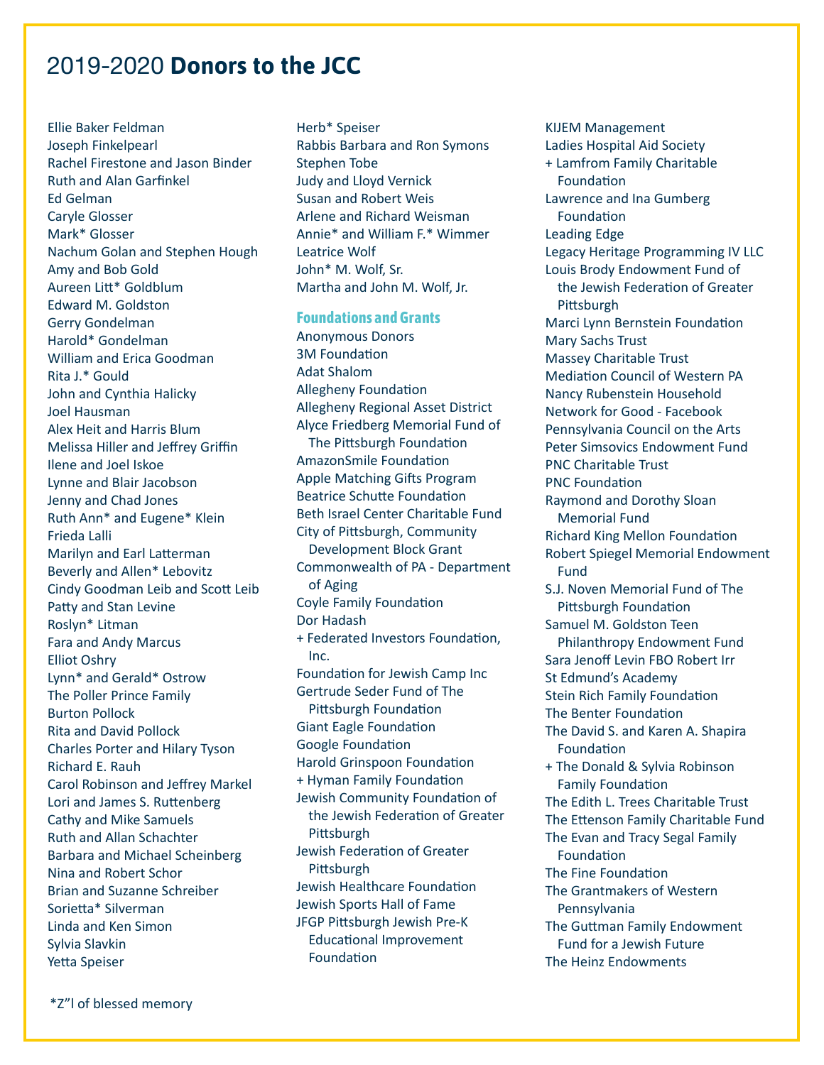# 2019-2020 **Donors to the JCC**

Ellie Baker Feldman
Joseph Finkelpearl
Rachel Firestone and Jason Binder
Ruth and Alan Garfinkel
Ed Gelman
Caryle Glosser
Mark* Glosser
Nachum Golan and Stephen Hough
Amy and Bob Gold
Aureen Litt* Goldblum
Edward M. Goldston
Gerry Gondelman
Harold* Gondelman
William and Erica Goodman
Rita J.* Gould
John and Cynthia Halicky
Joel Hausman
Alex Heit and Harris Blum
Melissa Hiller and Jeffrey Griffin
Ilene and Joel Iskoe
Lynne and Blair Jacobson
Jenny and Chad Jones
Ruth Ann* and Eugene* Klein
Frieda Lalli
Marilyn and Earl Latterman
Beverly and Allen* Lebovitz
Cindy Goodman Leib and Scott Leib
Patty and Stan Levine
Roslyn* Litman
Fara and Andy Marcus
Elliot Oshry
Lynn* and Gerald* Ostrow
The Poller Prince Family
Burton Pollock
Rita and David Pollock
Charles Porter and Hilary Tyson
Richard E. Rauh
Carol Robinson and Jeffrey Markel
Lori and James S. Ruttenberg
Cathy and Mike Samuels
Ruth and Allan Schachter
Barbara and Michael Scheinberg
Nina and Robert Schor
Brian and Suzanne Schreiber
Sorietta* Silverman
Linda and Ken Simon
Sylvia Slavkin
Yetta Speiser
Herb* Speiser
Rabbis Barbara and Ron Symons
Stephen Tobe
Judy and Lloyd Vernick
Susan and Robert Weis
Arlene and Richard Weisman
Annie* and William F.* Wimmer
Leatrice Wolf
John* M. Wolf, Sr.
Martha and John M. Wolf, Jr.

### Foundations and Grants

Anonymous Donors
3M Foundation
Adat Shalom
Allegheny Foundation
Allegheny Regional Asset District
Alyce Friedberg Memorial Fund of The Pittsburgh Foundation
AmazonSmile Foundation
Apple Matching Gifts Program
Beatrice Schutte Foundation
Beth Israel Center Charitable Fund
City of Pittsburgh, Community Development Block Grant
Commonwealth of PA - Department of Aging
Coyle Family Foundation
Dor Hadash
+ Federated Investors Foundation, Inc.
Foundation for Jewish Camp Inc
Gertrude Seder Fund of The Pittsburgh Foundation
Giant Eagle Foundation
Google Foundation
Harold Grinspoon Foundation
+ Hyman Family Foundation
Jewish Community Foundation of the Jewish Federation of Greater Pittsburgh
Jewish Federation of Greater Pittsburgh
Jewish Healthcare Foundation
Jewish Sports Hall of Fame
JFGP Pittsburgh Jewish Pre-K Educational Improvement Foundation
KIJEM Management
Ladies Hospital Aid Society
+ Lamfrom Family Charitable Foundation
Lawrence and Ina Gumberg Foundation
Leading Edge
Legacy Heritage Programming IV LLC
Louis Brody Endowment Fund of the Jewish Federation of Greater Pittsburgh
Marci Lynn Bernstein Foundation
Mary Sachs Trust
Massey Charitable Trust
Mediation Council of Western PA
Nancy Rubenstein Household
Network for Good - Facebook
Pennsylvania Council on the Arts
Peter Simsovics Endowment Fund
PNC Charitable Trust
PNC Foundation
Raymond and Dorothy Sloan Memorial Fund
Richard King Mellon Foundation
Robert Spiegel Memorial Endowment Fund
S.J. Noven Memorial Fund of The Pittsburgh Foundation
Samuel M. Goldston Teen Philanthropy Endowment Fund
Sara Jenoff Levin FBO Robert Irr
St Edmund's Academy
Stein Rich Family Foundation
The Benter Foundation
The David S. and Karen A. Shapira Foundation
+ The Donald & Sylvia Robinson Family Foundation
The Edith L. Trees Charitable Trust
The Ettenson Family Charitable Fund
The Evan and Tracy Segal Family Foundation
The Fine Foundation
The Grantmakers of Western Pennsylvania
The Guttman Family Endowment Fund for a Jewish Future
The Heinz Endowments

*Z"l of blessed memory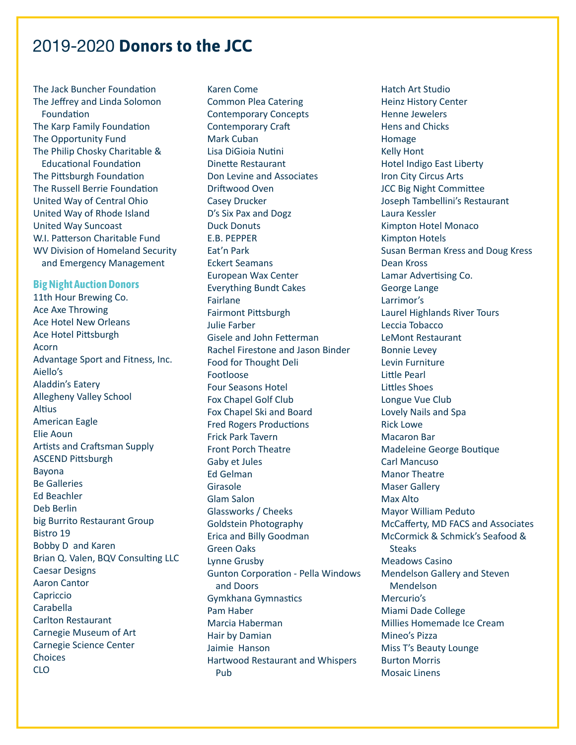# 2019-2020 **Donors to the JCC**

The Jack Buncher Foundation
The Jeffrey and Linda Solomon Foundation
The Karp Family Foundation
The Opportunity Fund
The Philip Chosky Charitable & Educational Foundation
The Pittsburgh Foundation
The Russell Berrie Foundation
United Way of Central Ohio
United Way of Rhode Island
United Way Suncoast
W.I. Patterson Charitable Fund
WV Division of Homeland Security and Emergency Management

### Big Night Auction Donors

11th Hour Brewing Co.
Ace Axe Throwing
Ace Hotel New Orleans
Ace Hotel Pittsburgh
Acorn
Advantage Sport and Fitness, Inc.
Aiello's
Aladdin's Eatery
Allegheny Valley School
Altius
American Eagle
Elie Aoun
Artists and Craftsman Supply
ASCEND Pittsburgh
Bayona
Be Galleries
Ed Beachler
Deb Berlin
big Burrito Restaurant Group
Bistro 19
Bobby D and Karen
Brian Q. Valen, BQV Consulting LLC
Caesar Designs
Aaron Cantor
Capriccio
Carabella
Carlton Restaurant
Carnegie Museum of Art
Carnegie Science Center
Choices
CLO
Karen Come
Common Plea Catering
Contemporary Concepts
Contemporary Craft
Mark Cuban
Lisa DiGioia Nutini
Dinette Restaurant
Don Levine and Associates
Driftwood Oven
Casey Drucker
D's Six Pax and Dogz
Duck Donuts
E.B. PEPPER
Eat'n Park
Eckert Seamans
European Wax Center
Everything Bundt Cakes
Fairlane
Fairmont Pittsburgh
Julie Farber
Gisele and John Fetterman
Rachel Firestone and Jason Binder
Food for Thought Deli
Footloose
Four Seasons Hotel
Fox Chapel Golf Club
Fox Chapel Ski and Board
Fred Rogers Productions
Frick Park Tavern
Front Porch Theatre
Gaby et Jules
Ed Gelman
Girasole
Glam Salon
Glassworks / Cheeks
Goldstein Photography
Erica and Billy Goodman
Green Oaks
Lynne Grusby
Gunton Corporation - Pella Windows and Doors
Gymkhana Gymnastics
Pam Haber
Marcia Haberman
Hair by Damian
Jaimie Hanson
Hartwood Restaurant and Whispers Pub
Hatch Art Studio
Heinz History Center
Henne Jewelers
Hens and Chicks
Homage
Kelly Hont
Hotel Indigo East Liberty
Iron City Circus Arts
JCC Big Night Committee
Joseph Tambellini's Restaurant
Laura Kessler
Kimpton Hotel Monaco
Kimpton Hotels
Susan Berman Kress and Doug Kress
Dean Kross
Lamar Advertising Co.
George Lange
Larrimor's
Laurel Highlands River Tours
Leccia Tobacco
LeMont Restaurant
Bonnie Levey
Levin Furniture
Little Pearl
Littles Shoes
Longue Vue Club
Lovely Nails and Spa
Rick Lowe
Macaron Bar
Madeleine George Boutique
Carl Mancuso
Manor Theatre
Maser Gallery
Max Alto
Mayor William Peduto
McCafferty, MD FACS and Associates
McCormick & Schmick's Seafood & Steaks
Meadows Casino
Mendelson Gallery and Steven Mendelson
Mercurio's
Miami Dade College
Millies Homemade Ice Cream
Mineo's Pizza
Miss T's Beauty Lounge
Burton Morris
Mosaic Linens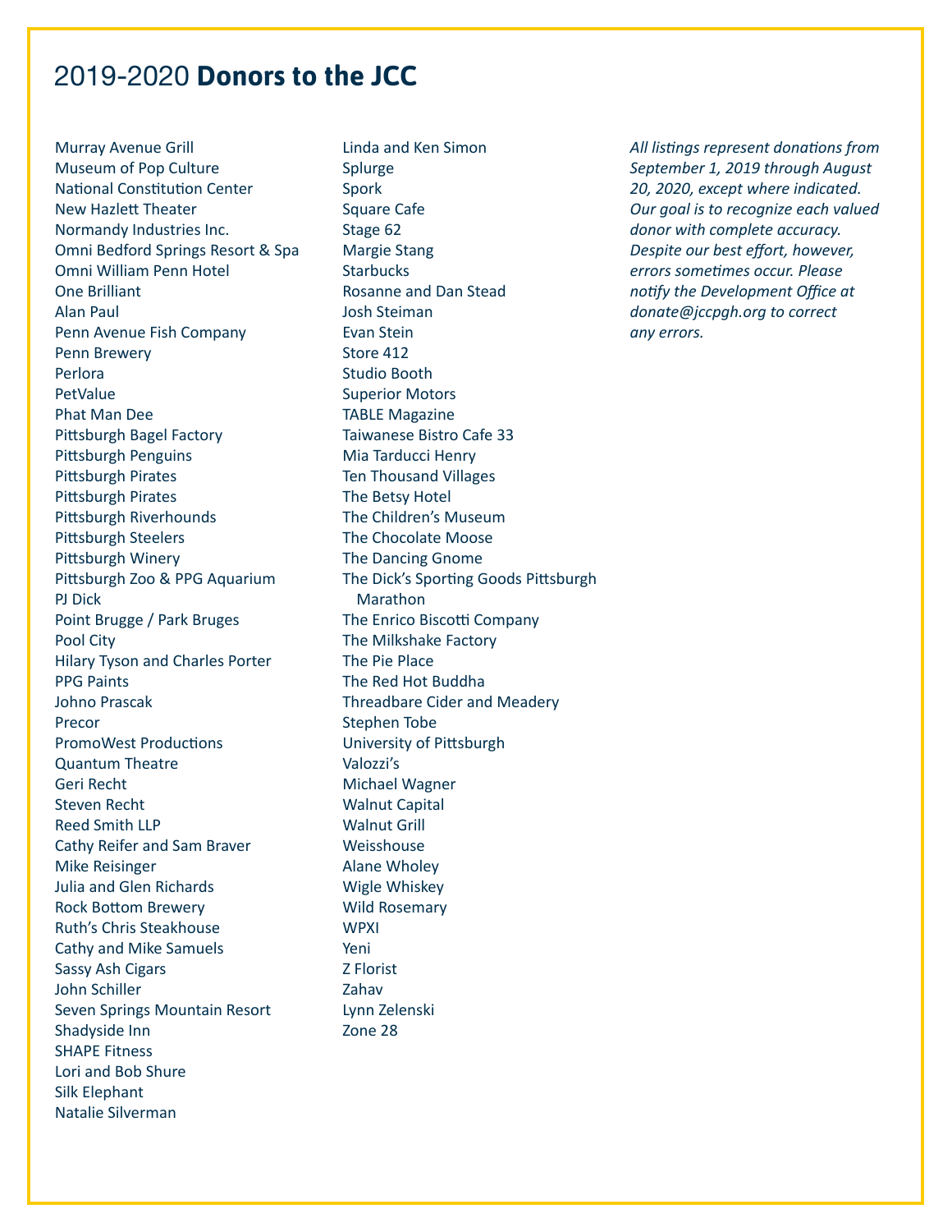# 2019-2020 **Donors to the JCC**

Murray Avenue Grill
Museum of Pop Culture
National Constitution Center
New Hazlett Theater
Normandy Industries Inc.
Omni Bedford Springs Resort & Spa
Omni William Penn Hotel
One Brilliant
Alan Paul
Penn Avenue Fish Company
Penn Brewery
Perlora
PetValue
Phat Man Dee
Pittsburgh Bagel Factory
Pittsburgh Penguins
Pittsburgh Pirates
Pittsburgh Pirates
Pittsburgh Riverhounds
Pittsburgh Steelers
Pittsburgh Winery
Pittsburgh Zoo & PPG Aquarium
PJ Dick
Point Brugge / Park Bruges
Pool City
Hilary Tyson and Charles Porter
PPG Paints
Johno Prascak
Precor
PromoWest Productions
Quantum Theatre
Geri Recht
Steven Recht
Reed Smith LLP
Cathy Reifer and Sam Braver
Mike Reisinger
Julia and Glen Richards
Rock Bottom Brewery
Ruth's Chris Steakhouse
Cathy and Mike Samuels
Sassy Ash Cigars
John Schiller
Seven Springs Mountain Resort
Shadyside Inn
SHAPE Fitness
Lori and Bob Shure
Silk Elephant
Natalie Silverman
Linda and Ken Simon
Splurge
Spork
Square Cafe
Stage 62
Margie Stang
Starbucks
Rosanne and Dan Stead
Josh Steiman
Evan Stein
Store 412
Studio Booth
Superior Motors
TABLE Magazine
Taiwanese Bistro Cafe 33
Mia Tarducci Henry
Ten Thousand Villages
The Betsy Hotel
The Children's Museum
The Chocolate Moose
The Dancing Gnome
The Dick's Sporting Goods Pittsburgh Marathon
The Enrico Biscotti Company
The Milkshake Factory
The Pie Place
The Red Hot Buddha
Threadbare Cider and Meadery
Stephen Tobe
University of Pittsburgh
Valozzi's
Michael Wagner
Walnut Capital
Walnut Grill
Weisshouse
Alane Wholey
Wigle Whiskey
Wild Rosemary
WPXI
Yeni
Z Florist
Zahav
Lynn Zelenski
Zone 28

*All listings represent donations from September 1, 2019 through August 20, 2020, except where indicated. Our goal is to recognize each valued donor with complete accuracy. Despite our best effort, however, errors sometimes occur. Please notify the Development Office at donate@jccpgh.org to correct any errors.*